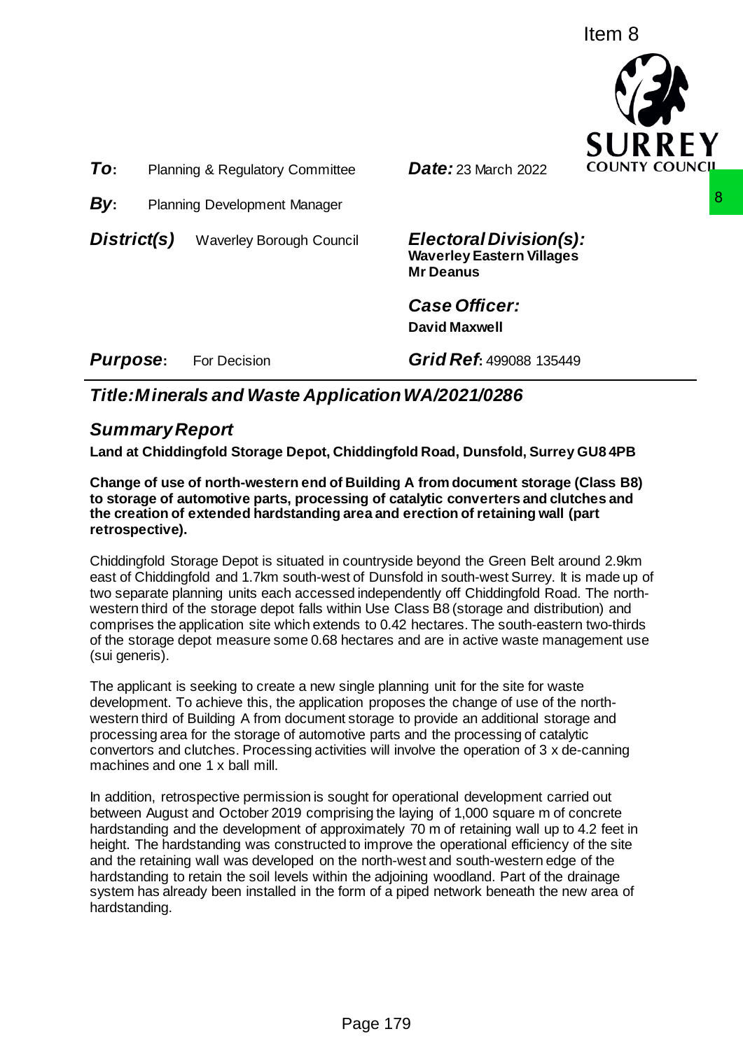Item 8

**To:** Planning & Regulatory Committee **Date:** 23 March 2022

**By:** Planning Development Manager

**District(s)** Waverley Borough Council

***Electoral Division(s):***
**Waverley Eastern Villages**
**Mr Deanus**

***Case Officer:***
**David Maxwell**

**Purpose:** For Decision **Grid Ref:** 499088 135449

# Title: Minerals and Waste Application WA/2021/0286

## Summary Report

**Land at Chiddingfold Storage Depot, Chiddingfold Road, Dunsfold, Surrey GU8 4PB**

**Change of use of north-western end of Building A from document storage (Class B8) to storage of automotive parts, processing of catalytic converters and clutches and the creation of extended hardstanding area and erection of retaining wall (part retrospective).**

Chiddingfold Storage Depot is situated in countryside beyond the Green Belt around 2.9km east of Chiddingfold and 1.7km south-west of Dunsfold in south-west Surrey. It is made up of two separate planning units each accessed independently off Chiddingfold Road. The north-western third of the storage depot falls within Use Class B8 (storage and distribution) and comprises the application site which extends to 0.42 hectares. The south-eastern two-thirds of the storage depot measure some 0.68 hectares and are in active waste management use (sui generis).

The applicant is seeking to create a new single planning unit for the site for waste development. To achieve this, the application proposes the change of use of the north-western third of Building A from document storage to provide an additional storage and processing area for the storage of automotive parts and the processing of catalytic convertors and clutches. Processing activities will involve the operation of 3 x de-canning machines and one 1 x ball mill.

In addition, retrospective permission is sought for operational development carried out between August and October 2019 comprising the laying of 1,000 square m of concrete hardstanding and the development of approximately 70 m of retaining wall up to 4.2 feet in height. The hardstanding was constructed to improve the operational efficiency of the site and the retaining wall was developed on the north-west and south-western edge of the hardstanding to retain the soil levels within the adjoining woodland. Part of the drainage system has already been installed in the form of a piped network beneath the new area of hardstanding.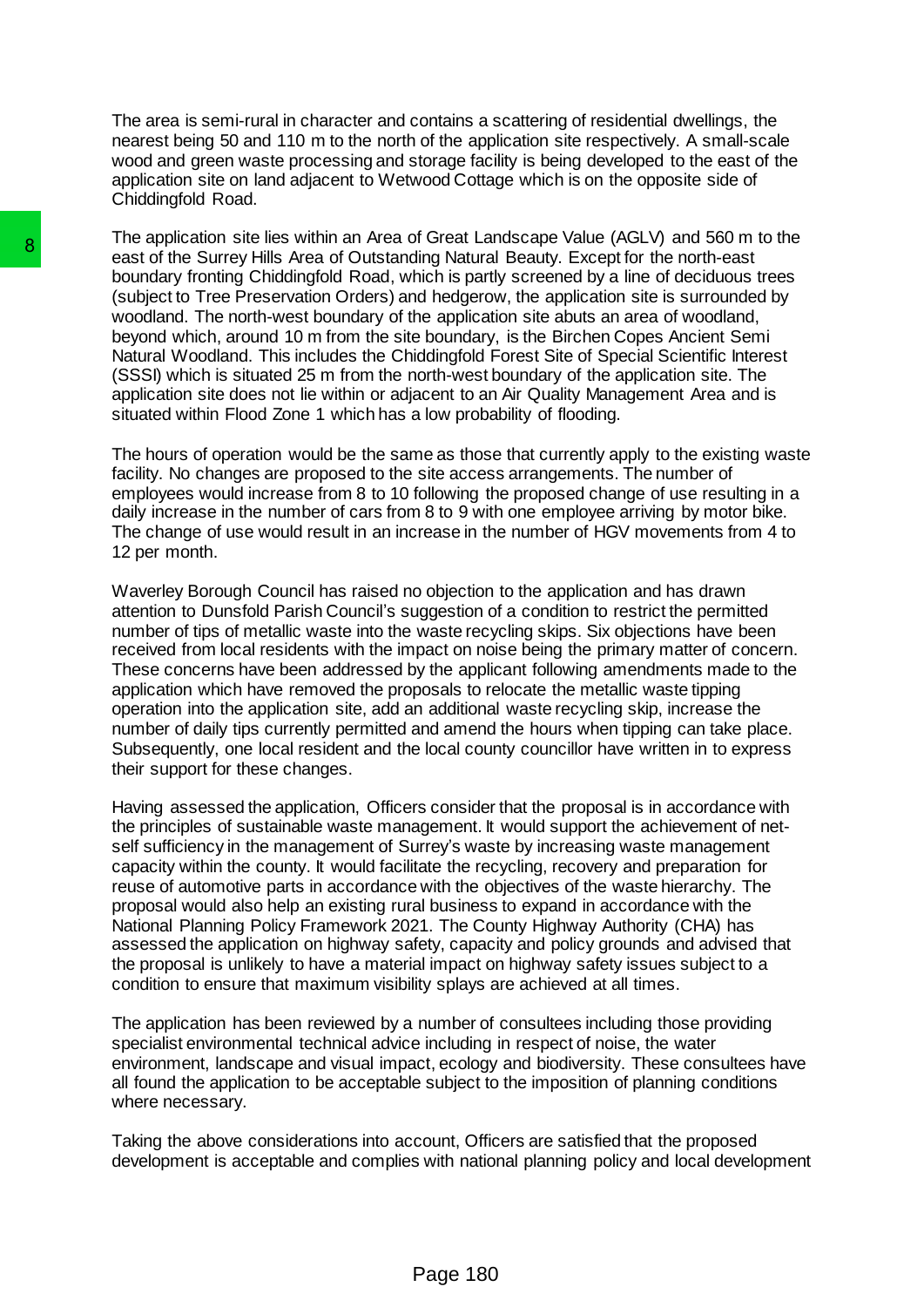The area is semi-rural in character and contains a scattering of residential dwellings, the nearest being 50 and 110 m to the north of the application site respectively. A small-scale wood and green waste processing and storage facility is being developed to the east of the application site on land adjacent to Wetwood Cottage which is on the opposite side of Chiddingfold Road.

The application site lies within an Area of Great Landscape Value (AGLV) and 560 m to the east of the Surrey Hills Area of Outstanding Natural Beauty. Except for the north-east boundary fronting Chiddingfold Road, which is partly screened by a line of deciduous trees (subject to Tree Preservation Orders) and hedgerow, the application site is surrounded by woodland. The north-west boundary of the application site abuts an area of woodland, beyond which, around 10 m from the site boundary, is the Birchen Copes Ancient Semi Natural Woodland. This includes the Chiddingfold Forest Site of Special Scientific Interest (SSSI) which is situated 25 m from the north-west boundary of the application site. The application site does not lie within or adjacent to an Air Quality Management Area and is situated within Flood Zone 1 which has a low probability of flooding.

The hours of operation would be the same as those that currently apply to the existing waste facility. No changes are proposed to the site access arrangements. The number of employees would increase from 8 to 10 following the proposed change of use resulting in a daily increase in the number of cars from 8 to 9 with one employee arriving by motor bike. The change of use would result in an increase in the number of HGV movements from 4 to 12 per month.

Waverley Borough Council has raised no objection to the application and has drawn attention to Dunsfold Parish Council's suggestion of a condition to restrict the permitted number of tips of metallic waste into the waste recycling skips. Six objections have been received from local residents with the impact on noise being the primary matter of concern. These concerns have been addressed by the applicant following amendments made to the application which have removed the proposals to relocate the metallic waste tipping operation into the application site, add an additional waste recycling skip, increase the number of daily tips currently permitted and amend the hours when tipping can take place. Subsequently, one local resident and the local county councillor have written in to express their support for these changes.

Having assessed the application, Officers consider that the proposal is in accordance with the principles of sustainable waste management. It would support the achievement of net-self sufficiency in the management of Surrey's waste by increasing waste management capacity within the county. It would facilitate the recycling, recovery and preparation for reuse of automotive parts in accordance with the objectives of the waste hierarchy. The proposal would also help an existing rural business to expand in accordance with the National Planning Policy Framework 2021. The County Highway Authority (CHA) has assessed the application on highway safety, capacity and policy grounds and advised that the proposal is unlikely to have a material impact on highway safety issues subject to a condition to ensure that maximum visibility splays are achieved at all times.

The application has been reviewed by a number of consultees including those providing specialist environmental technical advice including in respect of noise, the water environment, landscape and visual impact, ecology and biodiversity. These consultees have all found the application to be acceptable subject to the imposition of planning conditions where necessary.

Taking the above considerations into account, Officers are satisfied that the proposed development is acceptable and complies with national planning policy and local development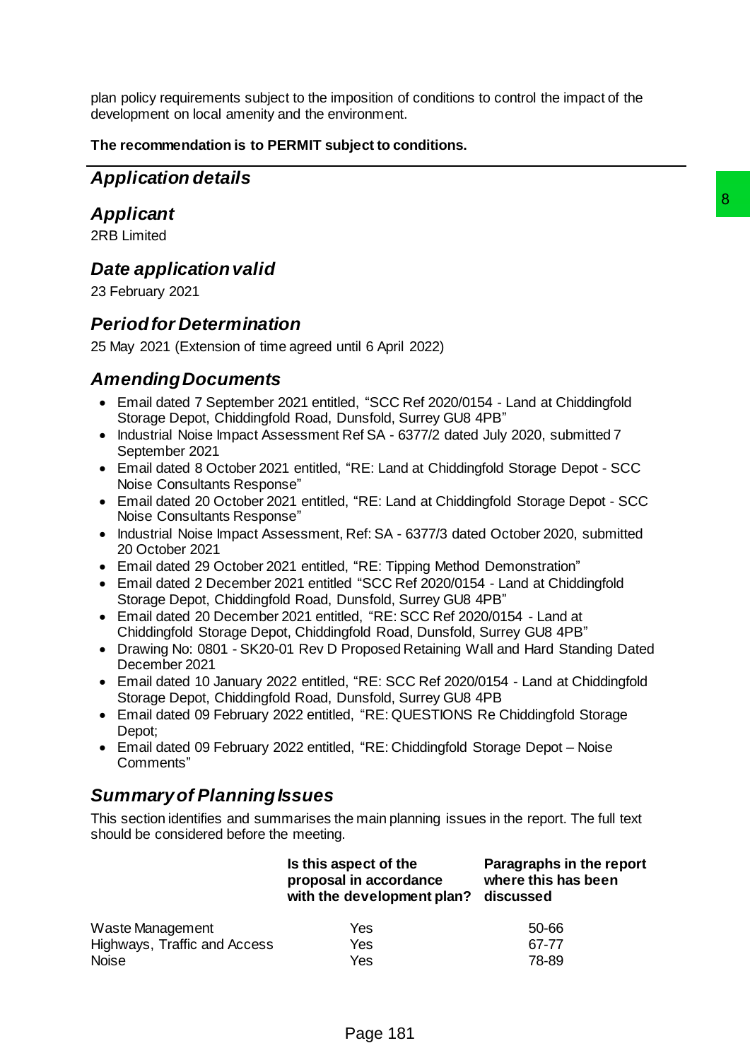plan policy requirements subject to the imposition of conditions to control the impact of the development on local amenity and the environment.

**The recommendation is to PERMIT subject to conditions.**

## *Application details*

## *Applicant*

2RB Limited

## *Date application valid*

23 February 2021

## *Period for Determination*

25 May 2021 (Extension of time agreed until 6 April 2022)

## *Amending Documents*

- Email dated 7 September 2021 entitled, "SCC Ref 2020/0154 - Land at Chiddingfold Storage Depot, Chiddingfold Road, Dunsfold, Surrey GU8 4PB"
- Industrial Noise Impact Assessment Ref SA - 6377/2 dated July 2020, submitted 7 September 2021
- Email dated 8 October 2021 entitled, "RE: Land at Chiddingfold Storage Depot - SCC Noise Consultants Response"
- Email dated 20 October 2021 entitled, "RE: Land at Chiddingfold Storage Depot - SCC Noise Consultants Response"
- Industrial Noise Impact Assessment, Ref: SA - 6377/3 dated October 2020, submitted 20 October 2021
- Email dated 29 October 2021 entitled, "RE: Tipping Method Demonstration"
- Email dated 2 December 2021 entitled "SCC Ref 2020/0154 - Land at Chiddingfold Storage Depot, Chiddingfold Road, Dunsfold, Surrey GU8 4PB"
- Email dated 20 December 2021 entitled, "RE: SCC Ref 2020/0154 - Land at Chiddingfold Storage Depot, Chiddingfold Road, Dunsfold, Surrey GU8 4PB"
- Drawing No: 0801 - SK20-01 Rev D Proposed Retaining Wall and Hard Standing Dated December 2021
- Email dated 10 January 2022 entitled, "RE: SCC Ref 2020/0154 - Land at Chiddingfold Storage Depot, Chiddingfold Road, Dunsfold, Surrey GU8 4PB
- Email dated 09 February 2022 entitled, "RE: QUESTIONS Re Chiddingfold Storage Depot;
- Email dated 09 February 2022 entitled, "RE: Chiddingfold Storage Depot – Noise Comments"

## *Summary of Planning Issues*

This section identifies and summarises the main planning issues in the report. The full text should be considered before the meeting.

| | **Is this aspect of the proposal in accordance with the development plan?** | **Paragraphs in the report where this has been discussed** |
|---|---|---|
| Waste Management | Yes | 50-66 |
| Highways, Traffic and Access | Yes | 67-77 |
| Noise | Yes | 78-89 |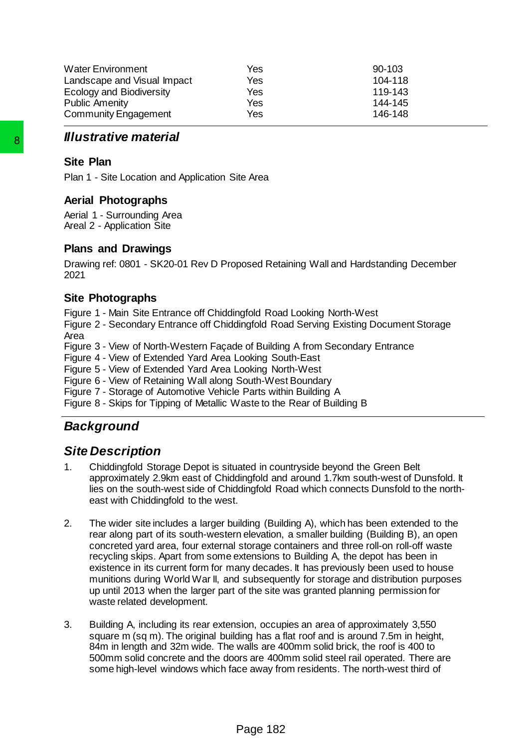| | | |
|---|---|---|
| Water Environment | Yes | 90-103 |
| Landscape and Visual Impact | Yes | 104-118 |
| Ecology and Biodiversity | Yes | 119-143 |
| Public Amenity | Yes | 144-145 |
| Community Engagement | Yes | 146-148 |

## *Illustrative material*

### Site Plan

Plan 1 - Site Location and Application Site Area

### Aerial Photographs

Aerial 1 - Surrounding Area
Areal 2 - Application Site

### Plans and Drawings

Drawing ref: 0801 - SK20-01 Rev D Proposed Retaining Wall and Hardstanding December 2021

### Site Photographs

Figure 1 - Main Site Entrance off Chiddingfold Road Looking North-West
Figure 2 - Secondary Entrance off Chiddingfold Road Serving Existing Document Storage Area
Figure 3 - View of North-Western Façade of Building A from Secondary Entrance
Figure 4 - View of Extended Yard Area Looking South-East
Figure 5 - View of Extended Yard Area Looking North-West
Figure 6 - View of Retaining Wall along South-West Boundary
Figure 7 - Storage of Automotive Vehicle Parts within Building A
Figure 8 - Skips for Tipping of Metallic Waste to the Rear of Building B

## *Background*

## *Site Description*

1. Chiddingfold Storage Depot is situated in countryside beyond the Green Belt approximately 2.9km east of Chiddingfold and around 1.7km south-west of Dunsfold. It lies on the south-west side of Chiddingfold Road which connects Dunsfold to the north-east with Chiddingfold to the west.

2. The wider site includes a larger building (Building A), which has been extended to the rear along part of its south-western elevation, a smaller building (Building B), an open concreted yard area, four external storage containers and three roll-on roll-off waste recycling skips. Apart from some extensions to Building A, the depot has been in existence in its current form for many decades. It has previously been used to house munitions during World War II, and subsequently for storage and distribution purposes up until 2013 when the larger part of the site was granted planning permission for waste related development.

3. Building A, including its rear extension, occupies an area of approximately 3,550 square m (sq m). The original building has a flat roof and is around 7.5m in height, 84m in length and 32m wide. The walls are 400mm solid brick, the roof is 400 to 500mm solid concrete and the doors are 400mm solid steel rail operated. There are some high-level windows which face away from residents. The north-west third of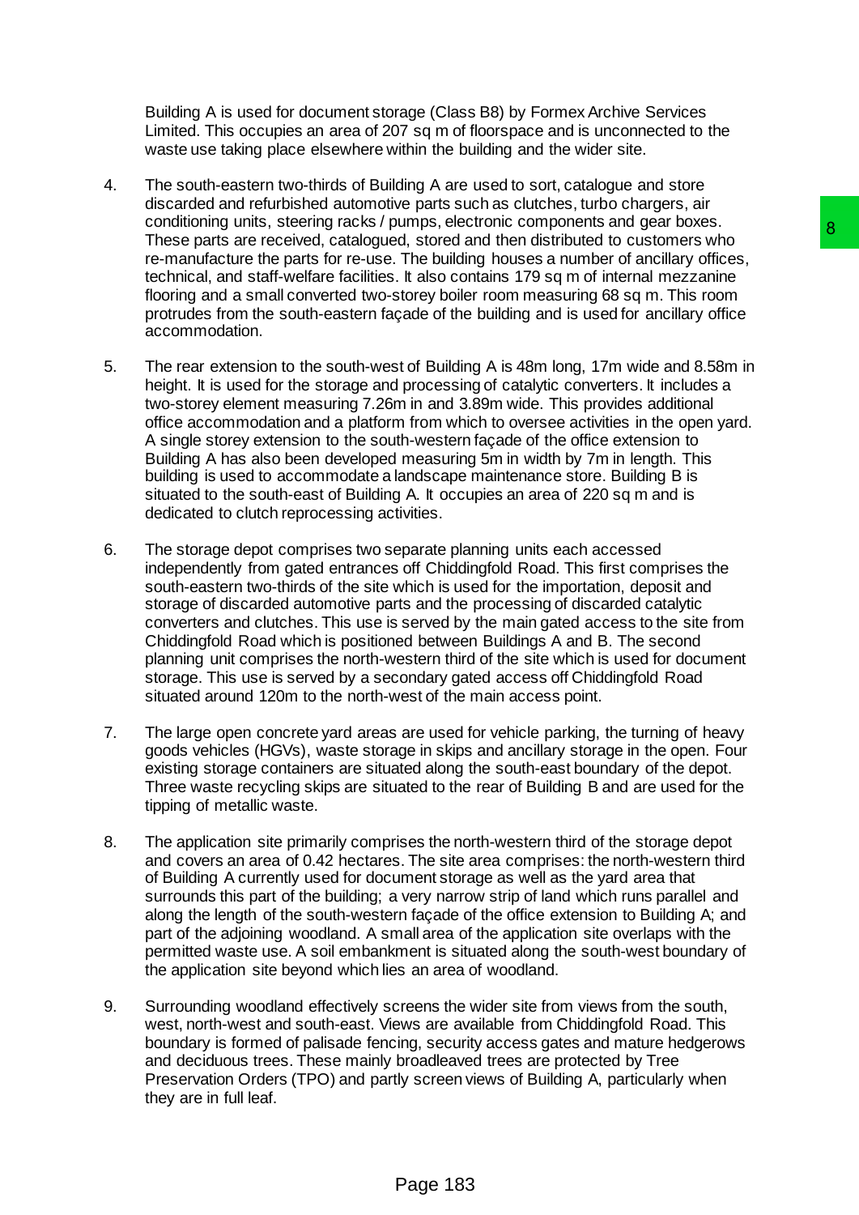Building A is used for document storage (Class B8) by Formex Archive Services Limited. This occupies an area of 207 sq m of floorspace and is unconnected to the waste use taking place elsewhere within the building and the wider site.

4. The south-eastern two-thirds of Building A are used to sort, catalogue and store discarded and refurbished automotive parts such as clutches, turbo chargers, air conditioning units, steering racks / pumps, electronic components and gear boxes. These parts are received, catalogued, stored and then distributed to customers who re-manufacture the parts for re-use. The building houses a number of ancillary offices, technical, and staff-welfare facilities. It also contains 179 sq m of internal mezzanine flooring and a small converted two-storey boiler room measuring 68 sq m. This room protrudes from the south-eastern façade of the building and is used for ancillary office accommodation.

5. The rear extension to the south-west of Building A is 48m long, 17m wide and 8.58m in height. It is used for the storage and processing of catalytic converters. It includes a two-storey element measuring 7.26m in and 3.89m wide. This provides additional office accommodation and a platform from which to oversee activities in the open yard. A single storey extension to the south-western façade of the office extension to Building A has also been developed measuring 5m in width by 7m in length. This building is used to accommodate a landscape maintenance store. Building B is situated to the south-east of Building A. It occupies an area of 220 sq m and is dedicated to clutch reprocessing activities.

6. The storage depot comprises two separate planning units each accessed independently from gated entrances off Chiddingfold Road. This first comprises the south-eastern two-thirds of the site which is used for the importation, deposit and storage of discarded automotive parts and the processing of discarded catalytic converters and clutches. This use is served by the main gated access to the site from Chiddingfold Road which is positioned between Buildings A and B. The second planning unit comprises the north-western third of the site which is used for document storage. This use is served by a secondary gated access off Chiddingfold Road situated around 120m to the north-west of the main access point.

7. The large open concrete yard areas are used for vehicle parking, the turning of heavy goods vehicles (HGVs), waste storage in skips and ancillary storage in the open. Four existing storage containers are situated along the south-east boundary of the depot. Three waste recycling skips are situated to the rear of Building B and are used for the tipping of metallic waste.

8. The application site primarily comprises the north-western third of the storage depot and covers an area of 0.42 hectares. The site area comprises: the north-western third of Building A currently used for document storage as well as the yard area that surrounds this part of the building; a very narrow strip of land which runs parallel and along the length of the south-western façade of the office extension to Building A; and part of the adjoining woodland. A small area of the application site overlaps with the permitted waste use. A soil embankment is situated along the south-west boundary of the application site beyond which lies an area of woodland.

9. Surrounding woodland effectively screens the wider site from views from the south, west, north-west and south-east. Views are available from Chiddingfold Road. This boundary is formed of palisade fencing, security access gates and mature hedgerows and deciduous trees. These mainly broadleaved trees are protected by Tree Preservation Orders (TPO) and partly screen views of Building A, particularly when they are in full leaf.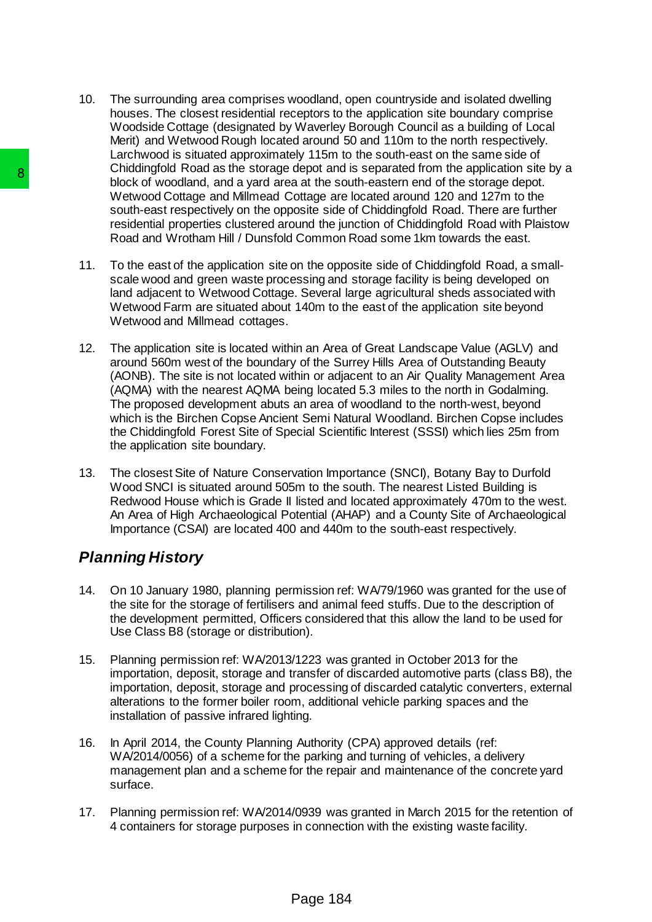10. The surrounding area comprises woodland, open countryside and isolated dwelling houses. The closest residential receptors to the application site boundary comprise Woodside Cottage (designated by Waverley Borough Council as a building of Local Merit) and Wetwood Rough located around 50 and 110m to the north respectively. Larchwood is situated approximately 115m to the south-east on the same side of Chiddingfold Road as the storage depot and is separated from the application site by a block of woodland, and a yard area at the south-eastern end of the storage depot. Wetwood Cottage and Millmead Cottage are located around 120 and 127m to the south-east respectively on the opposite side of Chiddingfold Road. There are further residential properties clustered around the junction of Chiddingfold Road with Plaistow Road and Wrotham Hill / Dunsfold Common Road some 1km towards the east.

11. To the east of the application site on the opposite side of Chiddingfold Road, a small-scale wood and green waste processing and storage facility is being developed on land adjacent to Wetwood Cottage. Several large agricultural sheds associated with Wetwood Farm are situated about 140m to the east of the application site beyond Wetwood and Millmead cottages.

12. The application site is located within an Area of Great Landscape Value (AGLV) and around 560m west of the boundary of the Surrey Hills Area of Outstanding Beauty (AONB). The site is not located within or adjacent to an Air Quality Management Area (AQMA) with the nearest AQMA being located 5.3 miles to the north in Godalming. The proposed development abuts an area of woodland to the north-west, beyond which is the Birchen Copse Ancient Semi Natural Woodland. Birchen Copse includes the Chiddingfold Forest Site of Special Scientific Interest (SSSI) which lies 25m from the application site boundary.

13. The closest Site of Nature Conservation Importance (SNCI), Botany Bay to Durfold Wood SNCI is situated around 505m to the south. The nearest Listed Building is Redwood House which is Grade II listed and located approximately 470m to the west. An Area of High Archaeological Potential (AHAP) and a County Site of Archaeological Importance (CSAI) are located 400 and 440m to the south-east respectively.

## *Planning History*

14. On 10 January 1980, planning permission ref: WA/79/1960 was granted for the use of the site for the storage of fertilisers and animal feed stuffs. Due to the description of the development permitted, Officers considered that this allow the land to be used for Use Class B8 (storage or distribution).

15. Planning permission ref: WA/2013/1223 was granted in October 2013 for the importation, deposit, storage and transfer of discarded automotive parts (class B8), the importation, deposit, storage and processing of discarded catalytic converters, external alterations to the former boiler room, additional vehicle parking spaces and the installation of passive infrared lighting.

16. In April 2014, the County Planning Authority (CPA) approved details (ref: WA/2014/0056) of a scheme for the parking and turning of vehicles, a delivery management plan and a scheme for the repair and maintenance of the concrete yard surface.

17. Planning permission ref: WA/2014/0939 was granted in March 2015 for the retention of 4 containers for storage purposes in connection with the existing waste facility.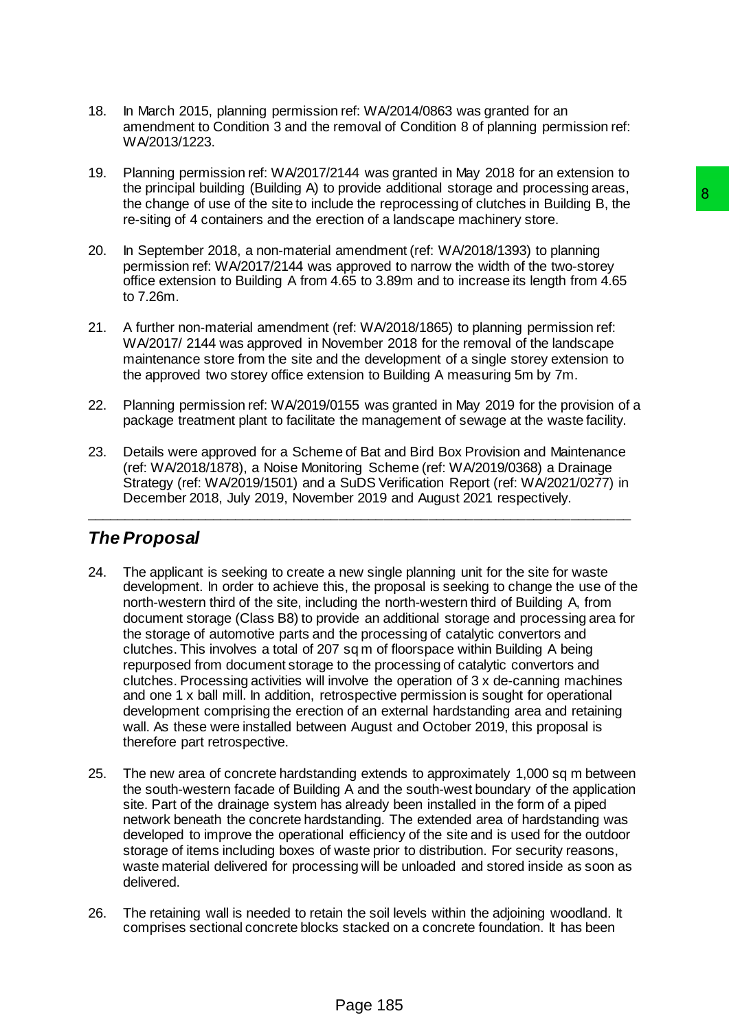18. In March 2015, planning permission ref: WA/2014/0863 was granted for an amendment to Condition 3 and the removal of Condition 8 of planning permission ref: WA/2013/1223.

19. Planning permission ref: WA/2017/2144 was granted in May 2018 for an extension to the principal building (Building A) to provide additional storage and processing areas, the change of use of the site to include the reprocessing of clutches in Building B, the re-siting of 4 containers and the erection of a landscape machinery store.

20. In September 2018, a non-material amendment (ref: WA/2018/1393) to planning permission ref: WA/2017/2144 was approved to narrow the width of the two-storey office extension to Building A from 4.65 to 3.89m and to increase its length from 4.65 to 7.26m.

21. A further non-material amendment (ref: WA/2018/1865) to planning permission ref: WA/2017/ 2144 was approved in November 2018 for the removal of the landscape maintenance store from the site and the development of a single storey extension to the approved two storey office extension to Building A measuring 5m by 7m.

22. Planning permission ref: WA/2019/0155 was granted in May 2019 for the provision of a package treatment plant to facilitate the management of sewage at the waste facility.

23. Details were approved for a Scheme of Bat and Bird Box Provision and Maintenance (ref: WA/2018/1878), a Noise Monitoring Scheme (ref: WA/2019/0368) a Drainage Strategy (ref: WA/2019/1501) and a SuDS Verification Report (ref: WA/2021/0277) in December 2018, July 2019, November 2019 and August 2021 respectively.

---

## *The Proposal*

24. The applicant is seeking to create a new single planning unit for the site for waste development. In order to achieve this, the proposal is seeking to change the use of the north-western third of the site, including the north-western third of Building A, from document storage (Class B8) to provide an additional storage and processing area for the storage of automotive parts and the processing of catalytic convertors and clutches. This involves a total of 207 sq m of floorspace within Building A being repurposed from document storage to the processing of catalytic convertors and clutches. Processing activities will involve the operation of 3 x de-canning machines and one 1 x ball mill. In addition, retrospective permission is sought for operational development comprising the erection of an external hardstanding area and retaining wall. As these were installed between August and October 2019, this proposal is therefore part retrospective.

25. The new area of concrete hardstanding extends to approximately 1,000 sq m between the south-western facade of Building A and the south-west boundary of the application site. Part of the drainage system has already been installed in the form of a piped network beneath the concrete hardstanding. The extended area of hardstanding was developed to improve the operational efficiency of the site and is used for the outdoor storage of items including boxes of waste prior to distribution. For security reasons, waste material delivered for processing will be unloaded and stored inside as soon as delivered.

26. The retaining wall is needed to retain the soil levels within the adjoining woodland. It comprises sectional concrete blocks stacked on a concrete foundation. It has been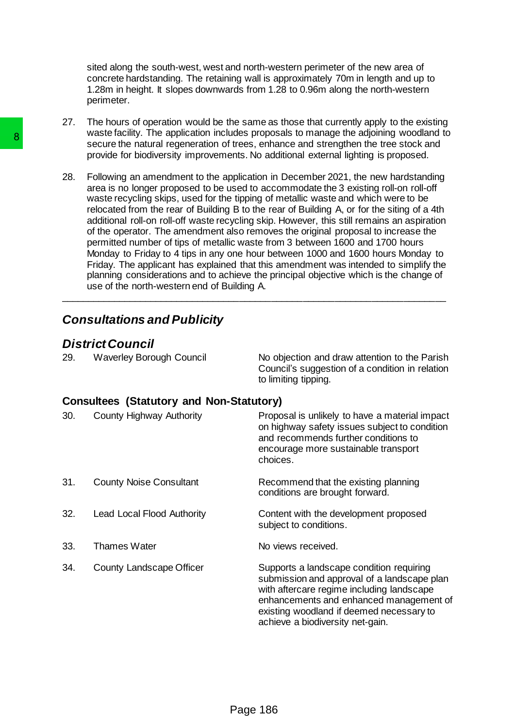sited along the south-west, west and north-western perimeter of the new area of concrete hardstanding. The retaining wall is approximately 70m in length and up to 1.28m in height. It slopes downwards from 1.28 to 0.96m along the north-western perimeter.

27. The hours of operation would be the same as those that currently apply to the existing waste facility. The application includes proposals to manage the adjoining woodland to secure the natural regeneration of trees, enhance and strengthen the tree stock and provide for biodiversity improvements. No additional external lighting is proposed.

28. Following an amendment to the application in December 2021, the new hardstanding area is no longer proposed to be used to accommodate the 3 existing roll-on roll-off waste recycling skips, used for the tipping of metallic waste and which were to be relocated from the rear of Building B to the rear of Building A, or for the siting of a 4th additional roll-on roll-off waste recycling skip. However, this still remains an aspiration of the operator. The amendment also removes the original proposal to increase the permitted number of tips of metallic waste from 3 between 1600 and 1700 hours Monday to Friday to 4 tips in any one hour between 1000 and 1600 hours Monday to Friday. The applicant has explained that this amendment was intended to simplify the planning considerations and to achieve the principal objective which is the change of use of the north-western end of Building A.

---

## *Consultations and Publicity*

### *District Council*

| | | |
|---|---|---|
| 29. | Waverley Borough Council | No objection and draw attention to the Parish Council's suggestion of a condition in relation to limiting tipping. |

### Consultees (Statutory and Non-Statutory)

| | | |
|---|---|---|
| 30. | County Highway Authority | Proposal is unlikely to have a material impact on highway safety issues subject to condition and recommends further conditions to encourage more sustainable transport choices. |
| 31. | County Noise Consultant | Recommend that the existing planning conditions are brought forward. |
| 32. | Lead Local Flood Authority | Content with the development proposed subject to conditions. |
| 33. | Thames Water | No views received. |
| 34. | County Landscape Officer | Supports a landscape condition requiring submission and approval of a landscape plan with aftercare regime including landscape enhancements and enhanced management of existing woodland if deemed necessary to achieve a biodiversity net-gain. |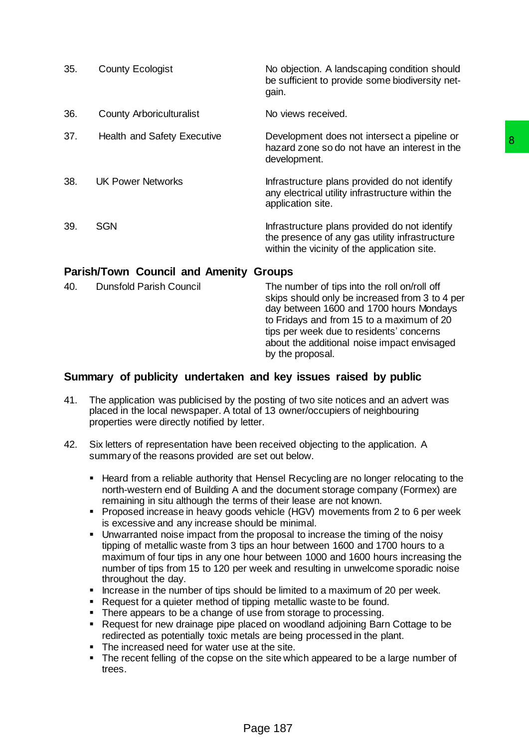| | | |
|---|---|---|
| 35. | County Ecologist | No objection. A landscaping condition should be sufficient to provide some biodiversity net-gain. |
| 36. | County Arboriculturalist | No views received. |
| 37. | Health and Safety Executive | Development does not intersect a pipeline or hazard zone so do not have an interest in the development. |
| 38. | UK Power Networks | Infrastructure plans provided do not identify any electrical utility infrastructure within the application site. |
| 39. | SGN | Infrastructure plans provided do not identify the presence of any gas utility infrastructure within the vicinity of the application site. |

## Parish/Town Council and Amenity Groups

| | | |
|---|---|---|
| 40. | Dunsfold Parish Council | The number of tips into the roll on/roll off skips should only be increased from 3 to 4 per day between 1600 and 1700 hours Mondays to Fridays and from 15 to a maximum of 20 tips per week due to residents' concerns about the additional noise impact envisaged by the proposal. |

## Summary of publicity undertaken and key issues raised by public

41. The application was publicised by the posting of two site notices and an advert was placed in the local newspaper. A total of 13 owner/occupiers of neighbouring properties were directly notified by letter.

42. Six letters of representation have been received objecting to the application. A summary of the reasons provided are set out below.

    - Heard from a reliable authority that Hensel Recycling are no longer relocating to the north-western end of Building A and the document storage company (Formex) are remaining in situ although the terms of their lease are not known.
    - Proposed increase in heavy goods vehicle (HGV) movements from 2 to 6 per week is excessive and any increase should be minimal.
    - Unwarranted noise impact from the proposal to increase the timing of the noisy tipping of metallic waste from 3 tips an hour between 1600 and 1700 hours to a maximum of four tips in any one hour between 1000 and 1600 hours increasing the number of tips from 15 to 120 per week and resulting in unwelcome sporadic noise throughout the day.
    - Increase in the number of tips should be limited to a maximum of 20 per week.
    - Request for a quieter method of tipping metallic waste to be found.
    - There appears to be a change of use from storage to processing.
    - Request for new drainage pipe placed on woodland adjoining Barn Cottage to be redirected as potentially toxic metals are being processed in the plant.
    - The increased need for water use at the site.
    - The recent felling of the copse on the site which appeared to be a large number of trees.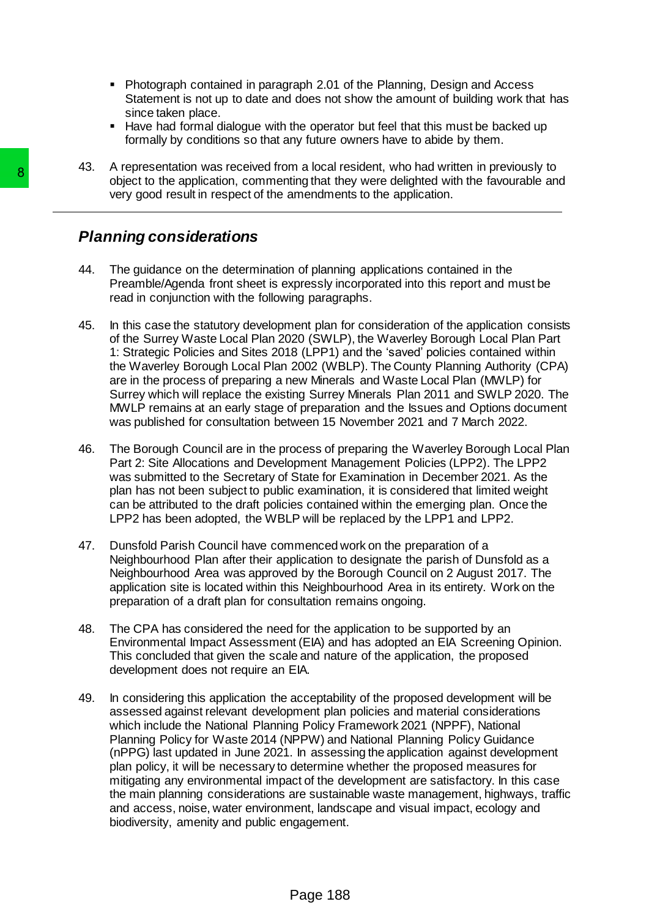- Photograph contained in paragraph 2.01 of the Planning, Design and Access Statement is not up to date and does not show the amount of building work that has since taken place.
- Have had formal dialogue with the operator but feel that this must be backed up formally by conditions so that any future owners have to abide by them.

43. A representation was received from a local resident, who had written in previously to object to the application, commenting that they were delighted with the favourable and very good result in respect of the amendments to the application.

## *Planning considerations*

44. The guidance on the determination of planning applications contained in the Preamble/Agenda front sheet is expressly incorporated into this report and must be read in conjunction with the following paragraphs.

45. In this case the statutory development plan for consideration of the application consists of the Surrey Waste Local Plan 2020 (SWLP), the Waverley Borough Local Plan Part 1: Strategic Policies and Sites 2018 (LPP1) and the 'saved' policies contained within the Waverley Borough Local Plan 2002 (WBLP). The County Planning Authority (CPA) are in the process of preparing a new Minerals and Waste Local Plan (MWLP) for Surrey which will replace the existing Surrey Minerals Plan 2011 and SWLP 2020. The MWLP remains at an early stage of preparation and the Issues and Options document was published for consultation between 15 November 2021 and 7 March 2022.

46. The Borough Council are in the process of preparing the Waverley Borough Local Plan Part 2: Site Allocations and Development Management Policies (LPP2). The LPP2 was submitted to the Secretary of State for Examination in December 2021. As the plan has not been subject to public examination, it is considered that limited weight can be attributed to the draft policies contained within the emerging plan. Once the LPP2 has been adopted, the WBLP will be replaced by the LPP1 and LPP2.

47. Dunsfold Parish Council have commenced work on the preparation of a Neighbourhood Plan after their application to designate the parish of Dunsfold as a Neighbourhood Area was approved by the Borough Council on 2 August 2017. The application site is located within this Neighbourhood Area in its entirety. Work on the preparation of a draft plan for consultation remains ongoing.

48. The CPA has considered the need for the application to be supported by an Environmental Impact Assessment (EIA) and has adopted an EIA Screening Opinion. This concluded that given the scale and nature of the application, the proposed development does not require an EIA.

49. In considering this application the acceptability of the proposed development will be assessed against relevant development plan policies and material considerations which include the National Planning Policy Framework 2021 (NPPF), National Planning Policy for Waste 2014 (NPPW) and National Planning Policy Guidance (nPPG) last updated in June 2021. In assessing the application against development plan policy, it will be necessary to determine whether the proposed measures for mitigating any environmental impact of the development are satisfactory. In this case the main planning considerations are sustainable waste management, highways, traffic and access, noise, water environment, landscape and visual impact, ecology and biodiversity, amenity and public engagement.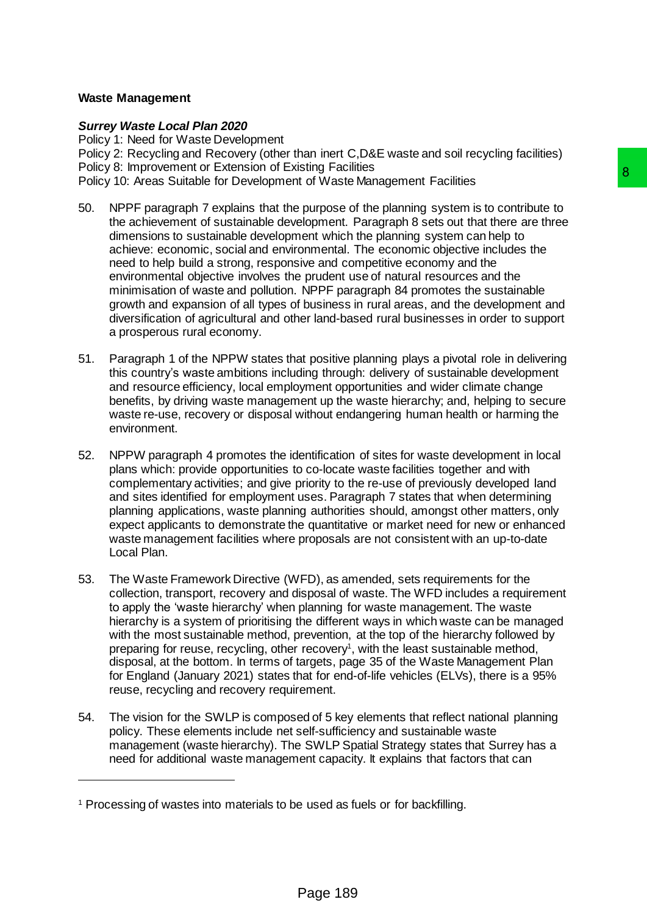**Waste Management**

***Surrey Waste Local Plan 2020***

Policy 1: Need for Waste Development
Policy 2: Recycling and Recovery (other than inert C,D&E waste and soil recycling facilities)
Policy 8: Improvement or Extension of Existing Facilities
Policy 10: Areas Suitable for Development of Waste Management Facilities

50. NPPF paragraph 7 explains that the purpose of the planning system is to contribute to the achievement of sustainable development. Paragraph 8 sets out that there are three dimensions to sustainable development which the planning system can help to achieve: economic, social and environmental. The economic objective includes the need to help build a strong, responsive and competitive economy and the environmental objective involves the prudent use of natural resources and the minimisation of waste and pollution. NPPF paragraph 84 promotes the sustainable growth and expansion of all types of business in rural areas, and the development and diversification of agricultural and other land-based rural businesses in order to support a prosperous rural economy.

51. Paragraph 1 of the NPPW states that positive planning plays a pivotal role in delivering this country's waste ambitions including through: delivery of sustainable development and resource efficiency, local employment opportunities and wider climate change benefits, by driving waste management up the waste hierarchy; and, helping to secure waste re-use, recovery or disposal without endangering human health or harming the environment.

52. NPPW paragraph 4 promotes the identification of sites for waste development in local plans which: provide opportunities to co-locate waste facilities together and with complementary activities; and give priority to the re-use of previously developed land and sites identified for employment uses. Paragraph 7 states that when determining planning applications, waste planning authorities should, amongst other matters, only expect applicants to demonstrate the quantitative or market need for new or enhanced waste management facilities where proposals are not consistent with an up-to-date Local Plan.

53. The Waste Framework Directive (WFD), as amended, sets requirements for the collection, transport, recovery and disposal of waste. The WFD includes a requirement to apply the 'waste hierarchy' when planning for waste management. The waste hierarchy is a system of prioritising the different ways in which waste can be managed with the most sustainable method, prevention, at the top of the hierarchy followed by preparing for reuse, recycling, other recovery[1], with the least sustainable method, disposal, at the bottom. In terms of targets, page 35 of the Waste Management Plan for England (January 2021) states that for end-of-life vehicles (ELVs), there is a 95% reuse, recycling and recovery requirement.

54. The vision for the SWLP is composed of 5 key elements that reflect national planning policy. These elements include net self-sufficiency and sustainable waste management (waste hierarchy). The SWLP Spatial Strategy states that Surrey has a need for additional waste management capacity. It explains that factors that can

[1] Processing of wastes into materials to be used as fuels or for backfilling.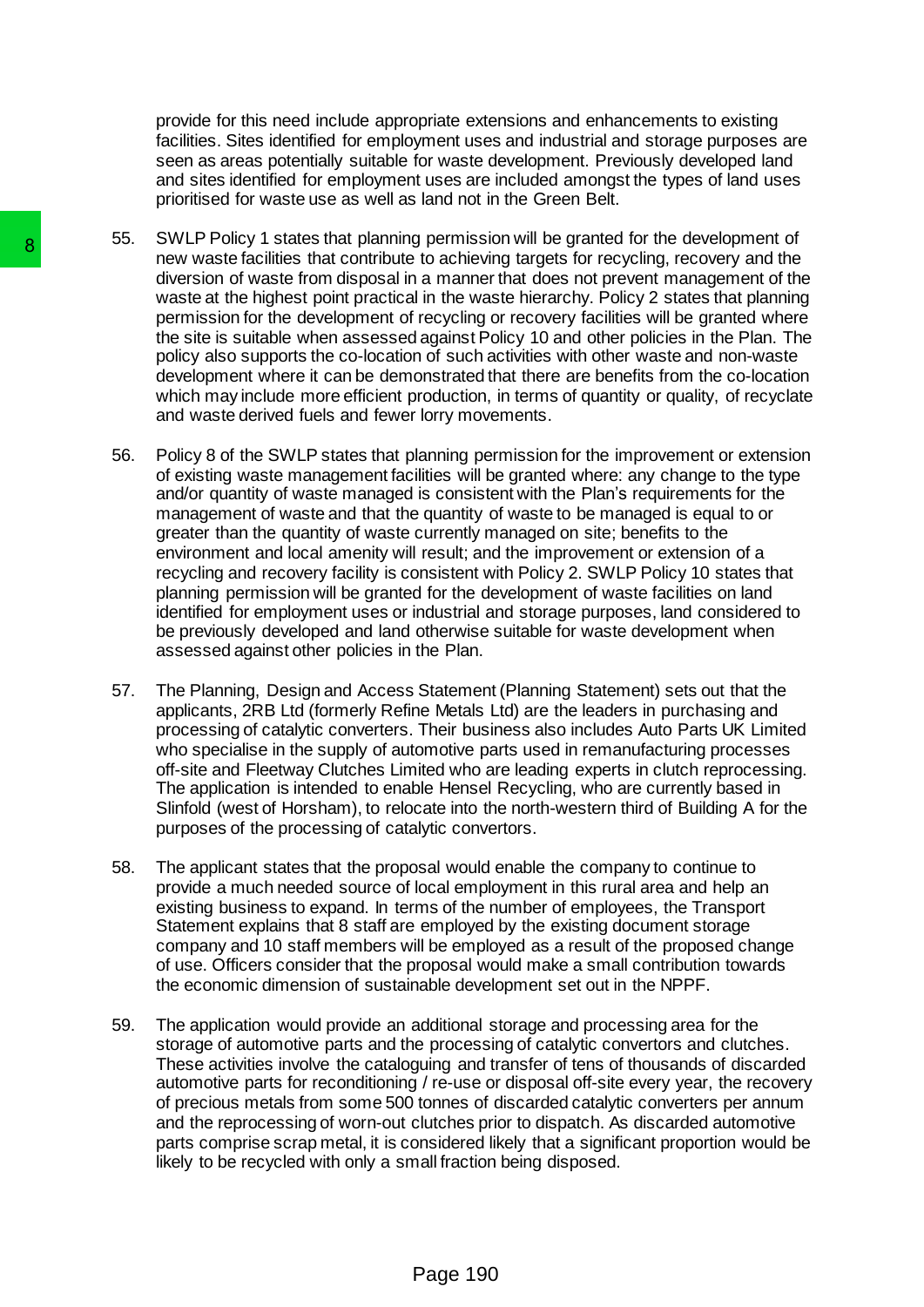provide for this need include appropriate extensions and enhancements to existing facilities. Sites identified for employment uses and industrial and storage purposes are seen as areas potentially suitable for waste development. Previously developed land and sites identified for employment uses are included amongst the types of land uses prioritised for waste use as well as land not in the Green Belt.

55. SWLP Policy 1 states that planning permission will be granted for the development of new waste facilities that contribute to achieving targets for recycling, recovery and the diversion of waste from disposal in a manner that does not prevent management of the waste at the highest point practical in the waste hierarchy. Policy 2 states that planning permission for the development of recycling or recovery facilities will be granted where the site is suitable when assessed against Policy 10 and other policies in the Plan. The policy also supports the co-location of such activities with other waste and non-waste development where it can be demonstrated that there are benefits from the co-location which may include more efficient production, in terms of quantity or quality, of recyclate and waste derived fuels and fewer lorry movements.

56. Policy 8 of the SWLP states that planning permission for the improvement or extension of existing waste management facilities will be granted where: any change to the type and/or quantity of waste managed is consistent with the Plan's requirements for the management of waste and that the quantity of waste to be managed is equal to or greater than the quantity of waste currently managed on site; benefits to the environment and local amenity will result; and the improvement or extension of a recycling and recovery facility is consistent with Policy 2. SWLP Policy 10 states that planning permission will be granted for the development of waste facilities on land identified for employment uses or industrial and storage purposes, land considered to be previously developed and land otherwise suitable for waste development when assessed against other policies in the Plan.

57. The Planning, Design and Access Statement (Planning Statement) sets out that the applicants, 2RB Ltd (formerly Refine Metals Ltd) are the leaders in purchasing and processing of catalytic converters. Their business also includes Auto Parts UK Limited who specialise in the supply of automotive parts used in remanufacturing processes off-site and Fleetway Clutches Limited who are leading experts in clutch reprocessing. The application is intended to enable Hensel Recycling, who are currently based in Slinfold (west of Horsham), to relocate into the north-western third of Building A for the purposes of the processing of catalytic convertors.

58. The applicant states that the proposal would enable the company to continue to provide a much needed source of local employment in this rural area and help an existing business to expand. In terms of the number of employees, the Transport Statement explains that 8 staff are employed by the existing document storage company and 10 staff members will be employed as a result of the proposed change of use. Officers consider that the proposal would make a small contribution towards the economic dimension of sustainable development set out in the NPPF.

59. The application would provide an additional storage and processing area for the storage of automotive parts and the processing of catalytic convertors and clutches. These activities involve the cataloguing and transfer of tens of thousands of discarded automotive parts for reconditioning / re-use or disposal off-site every year, the recovery of precious metals from some 500 tonnes of discarded catalytic converters per annum and the reprocessing of worn-out clutches prior to dispatch. As discarded automotive parts comprise scrap metal, it is considered likely that a significant proportion would be likely to be recycled with only a small fraction being disposed.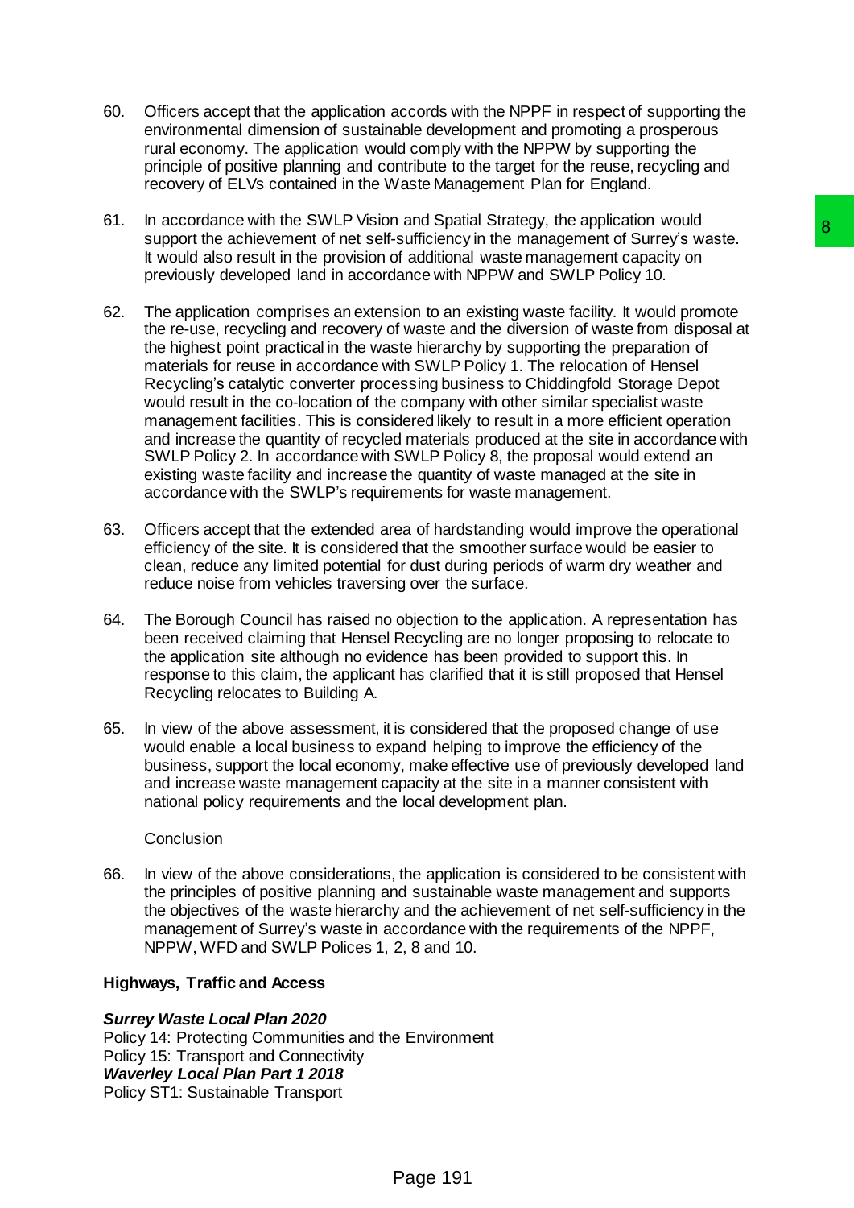60. Officers accept that the application accords with the NPPF in respect of supporting the environmental dimension of sustainable development and promoting a prosperous rural economy. The application would comply with the NPPW by supporting the principle of positive planning and contribute to the target for the reuse, recycling and recovery of ELVs contained in the Waste Management Plan for England.

61. In accordance with the SWLP Vision and Spatial Strategy, the application would support the achievement of net self-sufficiency in the management of Surrey's waste. It would also result in the provision of additional waste management capacity on previously developed land in accordance with NPPW and SWLP Policy 10.

62. The application comprises an extension to an existing waste facility. It would promote the re-use, recycling and recovery of waste and the diversion of waste from disposal at the highest point practical in the waste hierarchy by supporting the preparation of materials for reuse in accordance with SWLP Policy 1. The relocation of Hensel Recycling's catalytic converter processing business to Chiddingfold Storage Depot would result in the co-location of the company with other similar specialist waste management facilities. This is considered likely to result in a more efficient operation and increase the quantity of recycled materials produced at the site in accordance with SWLP Policy 2. In accordance with SWLP Policy 8, the proposal would extend an existing waste facility and increase the quantity of waste managed at the site in accordance with the SWLP's requirements for waste management.

63. Officers accept that the extended area of hardstanding would improve the operational efficiency of the site. It is considered that the smoother surface would be easier to clean, reduce any limited potential for dust during periods of warm dry weather and reduce noise from vehicles traversing over the surface.

64. The Borough Council has raised no objection to the application. A representation has been received claiming that Hensel Recycling are no longer proposing to relocate to the application site although no evidence has been provided to support this. In response to this claim, the applicant has clarified that it is still proposed that Hensel Recycling relocates to Building A.

65. In view of the above assessment, it is considered that the proposed change of use would enable a local business to expand helping to improve the efficiency of the business, support the local economy, make effective use of previously developed land and increase waste management capacity at the site in a manner consistent with national policy requirements and the local development plan.

Conclusion

66. In view of the above considerations, the application is considered to be consistent with the principles of positive planning and sustainable waste management and supports the objectives of the waste hierarchy and the achievement of net self-sufficiency in the management of Surrey's waste in accordance with the requirements of the NPPF, NPPW, WFD and SWLP Polices 1, 2, 8 and 10.

**Highways, Traffic and Access**

***Surrey Waste Local Plan 2020***
Policy 14: Protecting Communities and the Environment
Policy 15: Transport and Connectivity
***Waverley Local Plan Part 1 2018***
Policy ST1: Sustainable Transport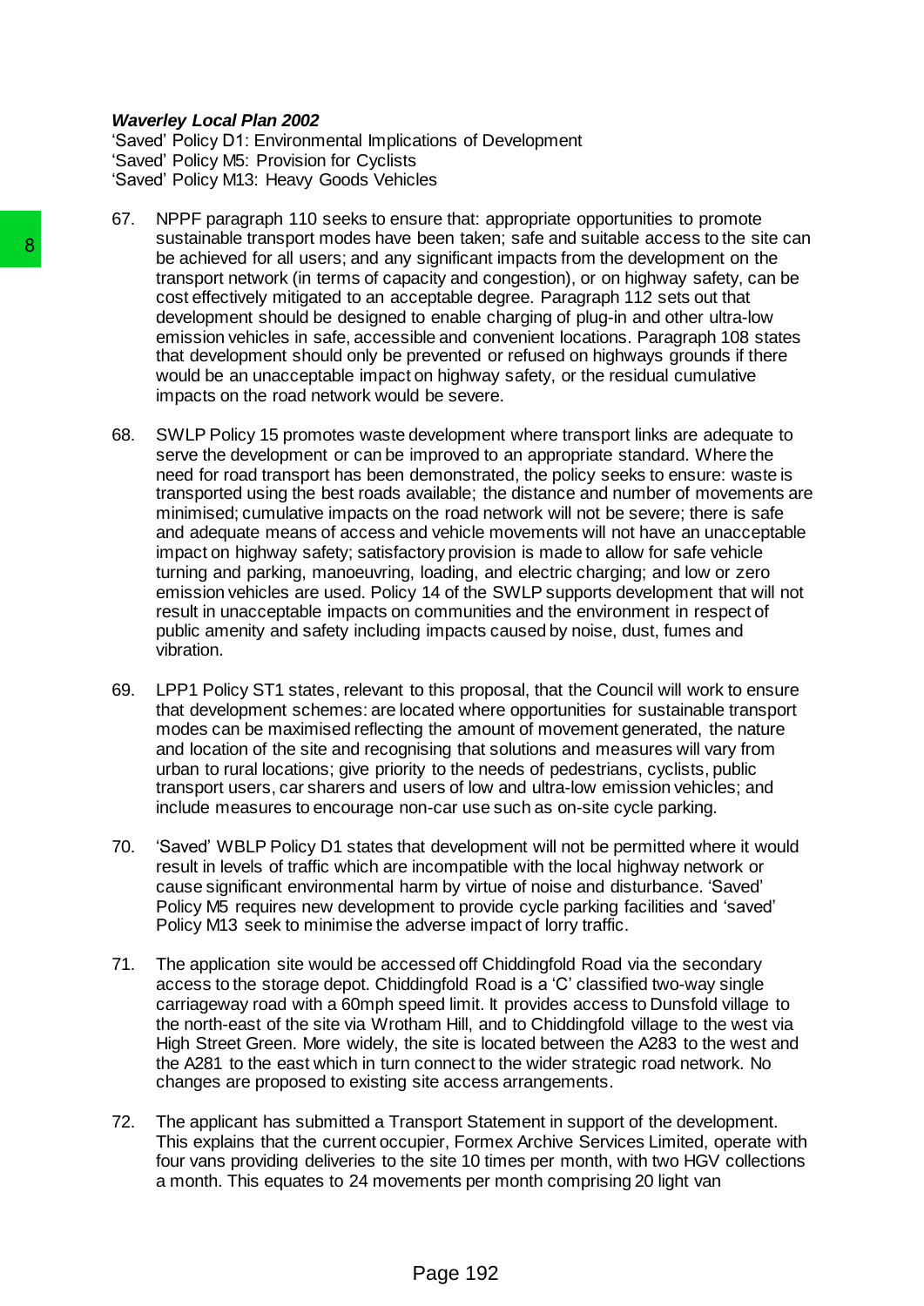***Waverley Local Plan 2002***

'Saved' Policy D1: Environmental Implications of Development
'Saved' Policy M5: Provision for Cyclists
'Saved' Policy M13: Heavy Goods Vehicles

67. NPPF paragraph 110 seeks to ensure that: appropriate opportunities to promote sustainable transport modes have been taken; safe and suitable access to the site can be achieved for all users; and any significant impacts from the development on the transport network (in terms of capacity and congestion), or on highway safety, can be cost effectively mitigated to an acceptable degree. Paragraph 112 sets out that development should be designed to enable charging of plug-in and other ultra-low emission vehicles in safe, accessible and convenient locations. Paragraph 108 states that development should only be prevented or refused on highways grounds if there would be an unacceptable impact on highway safety, or the residual cumulative impacts on the road network would be severe.

68. SWLP Policy 15 promotes waste development where transport links are adequate to serve the development or can be improved to an appropriate standard. Where the need for road transport has been demonstrated, the policy seeks to ensure: waste is transported using the best roads available; the distance and number of movements are minimised; cumulative impacts on the road network will not be severe; there is safe and adequate means of access and vehicle movements will not have an unacceptable impact on highway safety; satisfactory provision is made to allow for safe vehicle turning and parking, manoeuvring, loading, and electric charging; and low or zero emission vehicles are used. Policy 14 of the SWLP supports development that will not result in unacceptable impacts on communities and the environment in respect of public amenity and safety including impacts caused by noise, dust, fumes and vibration.

69. LPP1 Policy ST1 states, relevant to this proposal, that the Council will work to ensure that development schemes: are located where opportunities for sustainable transport modes can be maximised reflecting the amount of movement generated, the nature and location of the site and recognising that solutions and measures will vary from urban to rural locations; give priority to the needs of pedestrians, cyclists, public transport users, car sharers and users of low and ultra-low emission vehicles; and include measures to encourage non-car use such as on-site cycle parking.

70. 'Saved' WBLP Policy D1 states that development will not be permitted where it would result in levels of traffic which are incompatible with the local highway network or cause significant environmental harm by virtue of noise and disturbance. 'Saved' Policy M5 requires new development to provide cycle parking facilities and 'saved' Policy M13 seek to minimise the adverse impact of lorry traffic.

71. The application site would be accessed off Chiddingfold Road via the secondary access to the storage depot. Chiddingfold Road is a 'C' classified two-way single carriageway road with a 60mph speed limit. It provides access to Dunsfold village to the north-east of the site via Wrotham Hill, and to Chiddingfold village to the west via High Street Green. More widely, the site is located between the A283 to the west and the A281 to the east which in turn connect to the wider strategic road network. No changes are proposed to existing site access arrangements.

72. The applicant has submitted a Transport Statement in support of the development. This explains that the current occupier, Formex Archive Services Limited, operate with four vans providing deliveries to the site 10 times per month, with two HGV collections a month. This equates to 24 movements per month comprising 20 light van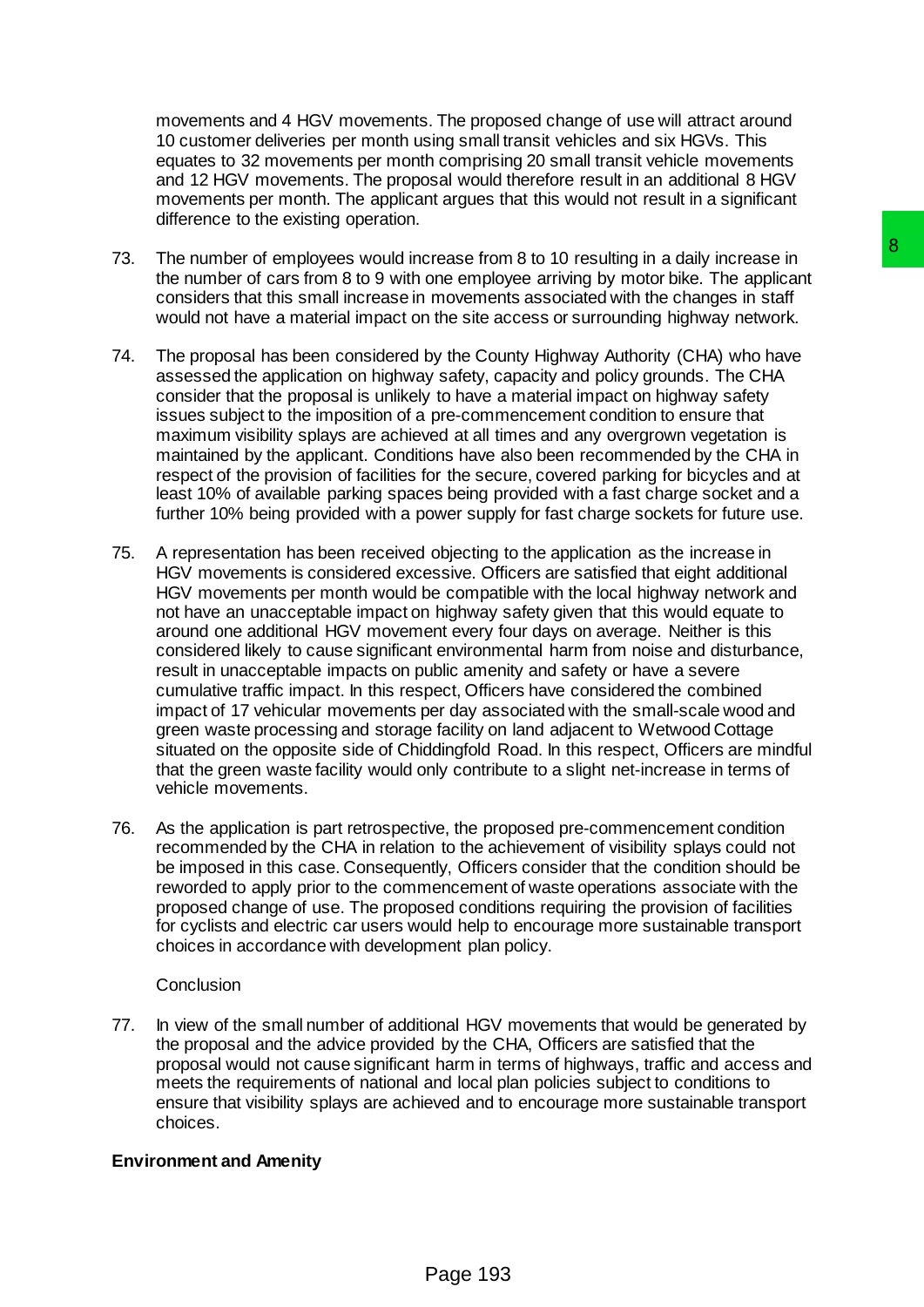movements and 4 HGV movements. The proposed change of use will attract around 10 customer deliveries per month using small transit vehicles and six HGVs. This equates to 32 movements per month comprising 20 small transit vehicle movements and 12 HGV movements. The proposal would therefore result in an additional 8 HGV movements per month. The applicant argues that this would not result in a significant difference to the existing operation.

73. The number of employees would increase from 8 to 10 resulting in a daily increase in the number of cars from 8 to 9 with one employee arriving by motor bike. The applicant considers that this small increase in movements associated with the changes in staff would not have a material impact on the site access or surrounding highway network.

74. The proposal has been considered by the County Highway Authority (CHA) who have assessed the application on highway safety, capacity and policy grounds. The CHA consider that the proposal is unlikely to have a material impact on highway safety issues subject to the imposition of a pre-commencement condition to ensure that maximum visibility splays are achieved at all times and any overgrown vegetation is maintained by the applicant. Conditions have also been recommended by the CHA in respect of the provision of facilities for the secure, covered parking for bicycles and at least 10% of available parking spaces being provided with a fast charge socket and a further 10% being provided with a power supply for fast charge sockets for future use.

75. A representation has been received objecting to the application as the increase in HGV movements is considered excessive. Officers are satisfied that eight additional HGV movements per month would be compatible with the local highway network and not have an unacceptable impact on highway safety given that this would equate to around one additional HGV movement every four days on average. Neither is this considered likely to cause significant environmental harm from noise and disturbance, result in unacceptable impacts on public amenity and safety or have a severe cumulative traffic impact. In this respect, Officers have considered the combined impact of 17 vehicular movements per day associated with the small-scale wood and green waste processing and storage facility on land adjacent to Wetwood Cottage situated on the opposite side of Chiddingfold Road. In this respect, Officers are mindful that the green waste facility would only contribute to a slight net-increase in terms of vehicle movements.

76. As the application is part retrospective, the proposed pre-commencement condition recommended by the CHA in relation to the achievement of visibility splays could not be imposed in this case. Consequently, Officers consider that the condition should be reworded to apply prior to the commencement of waste operations associate with the proposed change of use. The proposed conditions requiring the provision of facilities for cyclists and electric car users would help to encourage more sustainable transport choices in accordance with development plan policy.

Conclusion

77. In view of the small number of additional HGV movements that would be generated by the proposal and the advice provided by the CHA, Officers are satisfied that the proposal would not cause significant harm in terms of highways, traffic and access and meets the requirements of national and local plan policies subject to conditions to ensure that visibility splays are achieved and to encourage more sustainable transport choices.

**Environment and Amenity**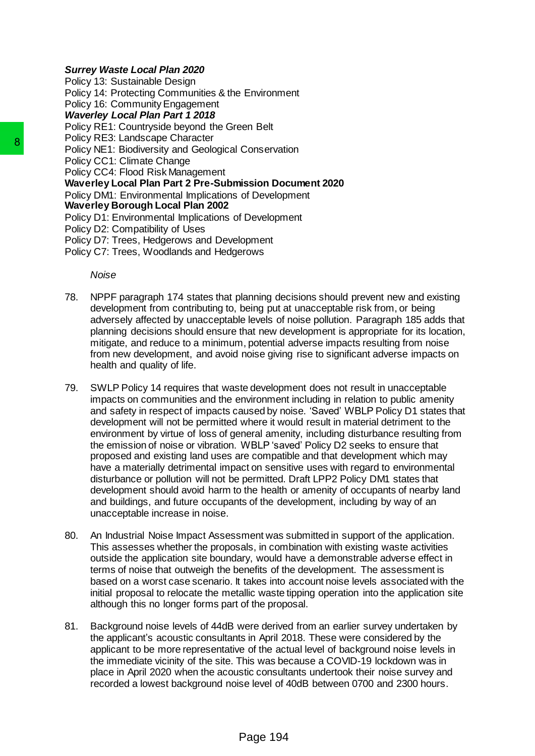***Surrey Waste Local Plan 2020***
Policy 13: Sustainable Design
Policy 14: Protecting Communities & the Environment
Policy 16: Community Engagement
***Waverley Local Plan Part 1 2018***
Policy RE1: Countryside beyond the Green Belt
Policy RE3: Landscape Character
Policy NE1: Biodiversity and Geological Conservation
Policy CC1: Climate Change
Policy CC4: Flood Risk Management
**Waverley Local Plan Part 2 Pre-Submission Document 2020**
Policy DM1: Environmental Implications of Development
**Waverley Borough Local Plan 2002**
Policy D1: Environmental Implications of Development
Policy D2: Compatibility of Uses
Policy D7: Trees, Hedgerows and Development
Policy C7: Trees, Woodlands and Hedgerows

*Noise*

78. NPPF paragraph 174 states that planning decisions should prevent new and existing development from contributing to, being put at unacceptable risk from, or being adversely affected by unacceptable levels of noise pollution. Paragraph 185 adds that planning decisions should ensure that new development is appropriate for its location, mitigate, and reduce to a minimum, potential adverse impacts resulting from noise from new development, and avoid noise giving rise to significant adverse impacts on health and quality of life.

79. SWLP Policy 14 requires that waste development does not result in unacceptable impacts on communities and the environment including in relation to public amenity and safety in respect of impacts caused by noise. 'Saved' WBLP Policy D1 states that development will not be permitted where it would result in material detriment to the environment by virtue of loss of general amenity, including disturbance resulting from the emission of noise or vibration. WBLP 'saved' Policy D2 seeks to ensure that proposed and existing land uses are compatible and that development which may have a materially detrimental impact on sensitive uses with regard to environmental disturbance or pollution will not be permitted. Draft LPP2 Policy DM1 states that development should avoid harm to the health or amenity of occupants of nearby land and buildings, and future occupants of the development, including by way of an unacceptable increase in noise.

80. An Industrial Noise Impact Assessment was submitted in support of the application. This assesses whether the proposals, in combination with existing waste activities outside the application site boundary, would have a demonstrable adverse effect in terms of noise that outweigh the benefits of the development. The assessment is based on a worst case scenario. It takes into account noise levels associated with the initial proposal to relocate the metallic waste tipping operation into the application site although this no longer forms part of the proposal.

81. Background noise levels of 44dB were derived from an earlier survey undertaken by the applicant's acoustic consultants in April 2018. These were considered by the applicant to be more representative of the actual level of background noise levels in the immediate vicinity of the site. This was because a COVID-19 lockdown was in place in April 2020 when the acoustic consultants undertook their noise survey and recorded a lowest background noise level of 40dB between 0700 and 2300 hours.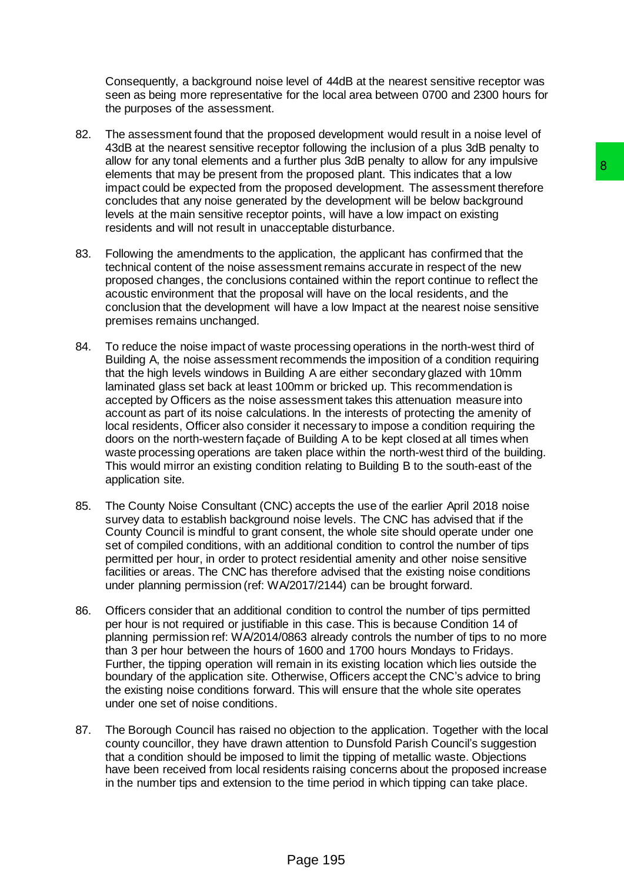Consequently, a background noise level of 44dB at the nearest sensitive receptor was seen as being more representative for the local area between 0700 and 2300 hours for the purposes of the assessment.

82. The assessment found that the proposed development would result in a noise level of 43dB at the nearest sensitive receptor following the inclusion of a plus 3dB penalty to allow for any tonal elements and a further plus 3dB penalty to allow for any impulsive elements that may be present from the proposed plant. This indicates that a low impact could be expected from the proposed development. The assessment therefore concludes that any noise generated by the development will be below background levels at the main sensitive receptor points, will have a low impact on existing residents and will not result in unacceptable disturbance.

83. Following the amendments to the application, the applicant has confirmed that the technical content of the noise assessment remains accurate in respect of the new proposed changes, the conclusions contained within the report continue to reflect the acoustic environment that the proposal will have on the local residents, and the conclusion that the development will have a low Impact at the nearest noise sensitive premises remains unchanged.

84. To reduce the noise impact of waste processing operations in the north-west third of Building A, the noise assessment recommends the imposition of a condition requiring that the high levels windows in Building A are either secondary glazed with 10mm laminated glass set back at least 100mm or bricked up. This recommendation is accepted by Officers as the noise assessment takes this attenuation measure into account as part of its noise calculations. In the interests of protecting the amenity of local residents, Officer also consider it necessary to impose a condition requiring the doors on the north-western façade of Building A to be kept closed at all times when waste processing operations are taken place within the north-west third of the building. This would mirror an existing condition relating to Building B to the south-east of the application site.

85. The County Noise Consultant (CNC) accepts the use of the earlier April 2018 noise survey data to establish background noise levels. The CNC has advised that if the County Council is mindful to grant consent, the whole site should operate under one set of compiled conditions, with an additional condition to control the number of tips permitted per hour, in order to protect residential amenity and other noise sensitive facilities or areas. The CNC has therefore advised that the existing noise conditions under planning permission (ref: WA/2017/2144) can be brought forward.

86. Officers consider that an additional condition to control the number of tips permitted per hour is not required or justifiable in this case. This is because Condition 14 of planning permission ref: WA/2014/0863 already controls the number of tips to no more than 3 per hour between the hours of 1600 and 1700 hours Mondays to Fridays. Further, the tipping operation will remain in its existing location which lies outside the boundary of the application site. Otherwise, Officers accept the CNC's advice to bring the existing noise conditions forward. This will ensure that the whole site operates under one set of noise conditions.

87. The Borough Council has raised no objection to the application. Together with the local county councillor, they have drawn attention to Dunsfold Parish Council's suggestion that a condition should be imposed to limit the tipping of metallic waste. Objections have been received from local residents raising concerns about the proposed increase in the number tips and extension to the time period in which tipping can take place.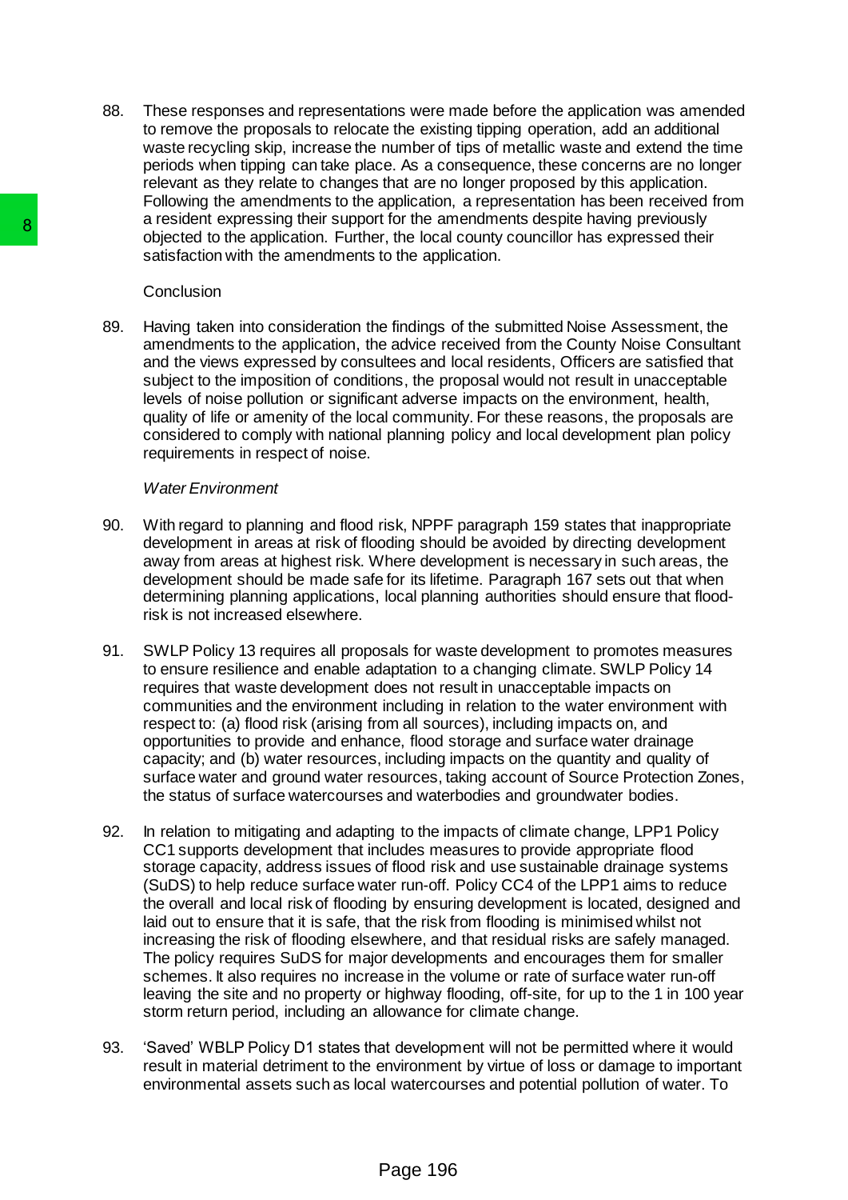88. These responses and representations were made before the application was amended to remove the proposals to relocate the existing tipping operation, add an additional waste recycling skip, increase the number of tips of metallic waste and extend the time periods when tipping can take place. As a consequence, these concerns are no longer relevant as they relate to changes that are no longer proposed by this application. Following the amendments to the application, a representation has been received from a resident expressing their support for the amendments despite having previously objected to the application. Further, the local county councillor has expressed their satisfaction with the amendments to the application.

Conclusion

89. Having taken into consideration the findings of the submitted Noise Assessment, the amendments to the application, the advice received from the County Noise Consultant and the views expressed by consultees and local residents, Officers are satisfied that subject to the imposition of conditions, the proposal would not result in unacceptable levels of noise pollution or significant adverse impacts on the environment, health, quality of life or amenity of the local community. For these reasons, the proposals are considered to comply with national planning policy and local development plan policy requirements in respect of noise.

*Water Environment*

90. With regard to planning and flood risk, NPPF paragraph 159 states that inappropriate development in areas at risk of flooding should be avoided by directing development away from areas at highest risk. Where development is necessary in such areas, the development should be made safe for its lifetime. Paragraph 167 sets out that when determining planning applications, local planning authorities should ensure that flood-risk is not increased elsewhere.

91. SWLP Policy 13 requires all proposals for waste development to promotes measures to ensure resilience and enable adaptation to a changing climate. SWLP Policy 14 requires that waste development does not result in unacceptable impacts on communities and the environment including in relation to the water environment with respect to: (a) flood risk (arising from all sources), including impacts on, and opportunities to provide and enhance, flood storage and surface water drainage capacity; and (b) water resources, including impacts on the quantity and quality of surface water and ground water resources, taking account of Source Protection Zones, the status of surface watercourses and waterbodies and groundwater bodies.

92. In relation to mitigating and adapting to the impacts of climate change, LPP1 Policy CC1 supports development that includes measures to provide appropriate flood storage capacity, address issues of flood risk and use sustainable drainage systems (SuDS) to help reduce surface water run-off. Policy CC4 of the LPP1 aims to reduce the overall and local risk of flooding by ensuring development is located, designed and laid out to ensure that it is safe, that the risk from flooding is minimised whilst not increasing the risk of flooding elsewhere, and that residual risks are safely managed. The policy requires SuDS for major developments and encourages them for smaller schemes. It also requires no increase in the volume or rate of surface water run-off leaving the site and no property or highway flooding, off-site, for up to the 1 in 100 year storm return period, including an allowance for climate change.

93. 'Saved' WBLP Policy D1 states that development will not be permitted where it would result in material detriment to the environment by virtue of loss or damage to important environmental assets such as local watercourses and potential pollution of water. To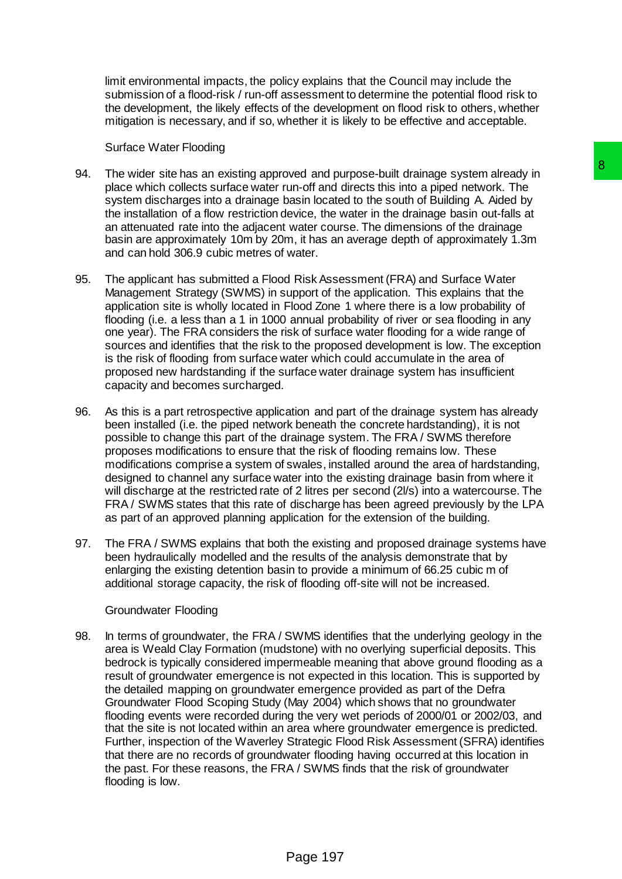limit environmental impacts, the policy explains that the Council may include the submission of a flood-risk / run-off assessment to determine the potential flood risk to the development, the likely effects of the development on flood risk to others, whether mitigation is necessary, and if so, whether it is likely to be effective and acceptable.

### Surface Water Flooding

94. The wider site has an existing approved and purpose-built drainage system already in place which collects surface water run-off and directs this into a piped network. The system discharges into a drainage basin located to the south of Building A. Aided by the installation of a flow restriction device, the water in the drainage basin out-falls at an attenuated rate into the adjacent water course. The dimensions of the drainage basin are approximately 10m by 20m, it has an average depth of approximately 1.3m and can hold 306.9 cubic metres of water.

95. The applicant has submitted a Flood Risk Assessment (FRA) and Surface Water Management Strategy (SWMS) in support of the application. This explains that the application site is wholly located in Flood Zone 1 where there is a low probability of flooding (i.e. a less than a 1 in 1000 annual probability of river or sea flooding in any one year). The FRA considers the risk of surface water flooding for a wide range of sources and identifies that the risk to the proposed development is low. The exception is the risk of flooding from surface water which could accumulate in the area of proposed new hardstanding if the surface water drainage system has insufficient capacity and becomes surcharged.

96. As this is a part retrospective application and part of the drainage system has already been installed (i.e. the piped network beneath the concrete hardstanding), it is not possible to change this part of the drainage system. The FRA / SWMS therefore proposes modifications to ensure that the risk of flooding remains low. These modifications comprise a system of swales, installed around the area of hardstanding, designed to channel any surface water into the existing drainage basin from where it will discharge at the restricted rate of 2 litres per second (2l/s) into a watercourse. The FRA / SWMS states that this rate of discharge has been agreed previously by the LPA as part of an approved planning application for the extension of the building.

97. The FRA / SWMS explains that both the existing and proposed drainage systems have been hydraulically modelled and the results of the analysis demonstrate that by enlarging the existing detention basin to provide a minimum of 66.25 cubic m of additional storage capacity, the risk of flooding off-site will not be increased.

### Groundwater Flooding

98. In terms of groundwater, the FRA / SWMS identifies that the underlying geology in the area is Weald Clay Formation (mudstone) with no overlying superficial deposits. This bedrock is typically considered impermeable meaning that above ground flooding as a result of groundwater emergence is not expected in this location. This is supported by the detailed mapping on groundwater emergence provided as part of the Defra Groundwater Flood Scoping Study (May 2004) which shows that no groundwater flooding events were recorded during the very wet periods of 2000/01 or 2002/03, and that the site is not located within an area where groundwater emergence is predicted. Further, inspection of the Waverley Strategic Flood Risk Assessment (SFRA) identifies that there are no records of groundwater flooding having occurred at this location in the past. For these reasons, the FRA / SWMS finds that the risk of groundwater flooding is low.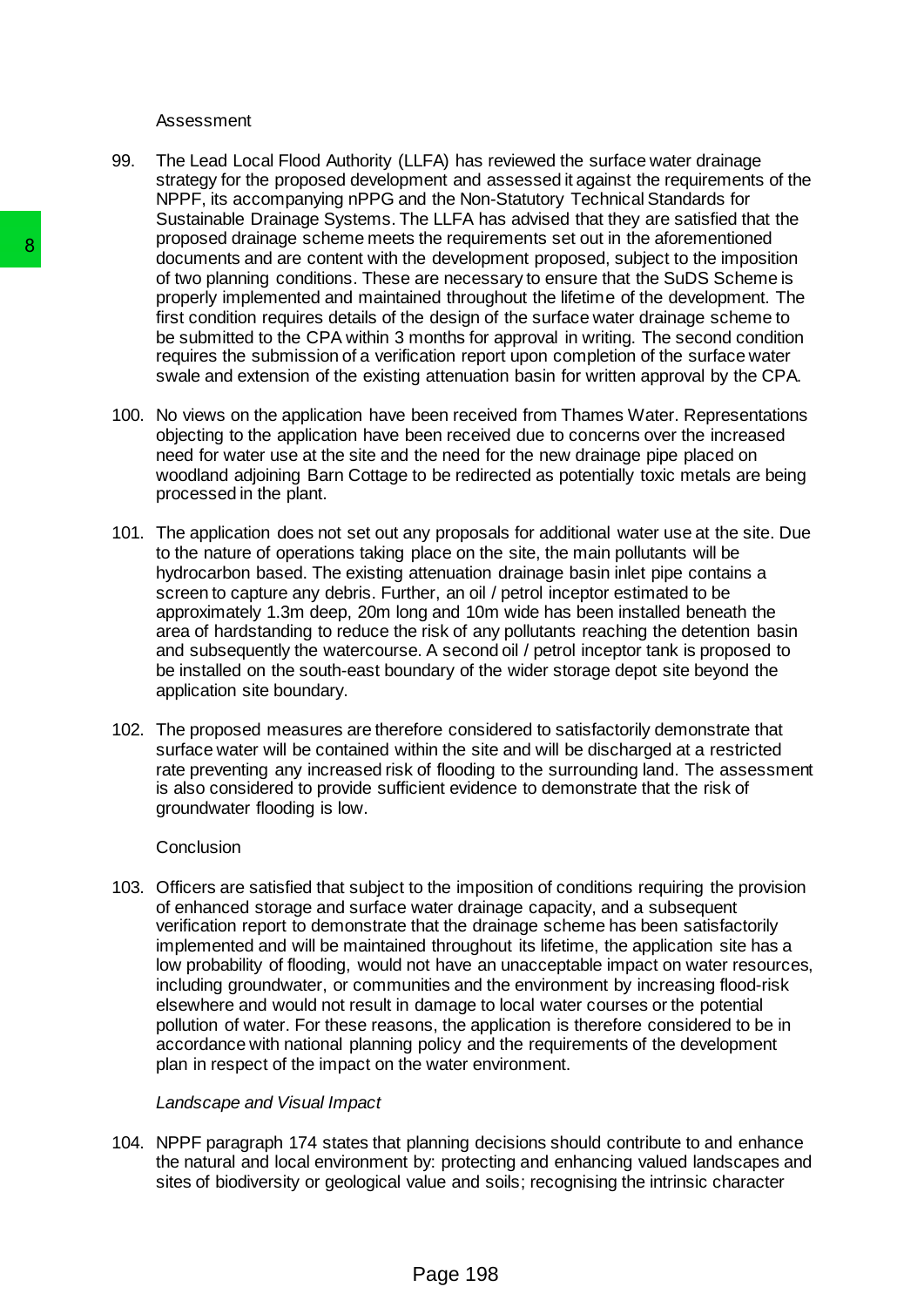Assessment

99. The Lead Local Flood Authority (LLFA) has reviewed the surface water drainage strategy for the proposed development and assessed it against the requirements of the NPPF, its accompanying nPPG and the Non-Statutory Technical Standards for Sustainable Drainage Systems. The LLFA has advised that they are satisfied that the proposed drainage scheme meets the requirements set out in the aforementioned documents and are content with the development proposed, subject to the imposition of two planning conditions. These are necessary to ensure that the SuDS Scheme is properly implemented and maintained throughout the lifetime of the development. The first condition requires details of the design of the surface water drainage scheme to be submitted to the CPA within 3 months for approval in writing. The second condition requires the submission of a verification report upon completion of the surface water swale and extension of the existing attenuation basin for written approval by the CPA.

100. No views on the application have been received from Thames Water. Representations objecting to the application have been received due to concerns over the increased need for water use at the site and the need for the new drainage pipe placed on woodland adjoining Barn Cottage to be redirected as potentially toxic metals are being processed in the plant.

101. The application does not set out any proposals for additional water use at the site. Due to the nature of operations taking place on the site, the main pollutants will be hydrocarbon based. The existing attenuation drainage basin inlet pipe contains a screen to capture any debris. Further, an oil / petrol inceptor estimated to be approximately 1.3m deep, 20m long and 10m wide has been installed beneath the area of hardstanding to reduce the risk of any pollutants reaching the detention basin and subsequently the watercourse. A second oil / petrol inceptor tank is proposed to be installed on the south-east boundary of the wider storage depot site beyond the application site boundary.

102. The proposed measures are therefore considered to satisfactorily demonstrate that surface water will be contained within the site and will be discharged at a restricted rate preventing any increased risk of flooding to the surrounding land. The assessment is also considered to provide sufficient evidence to demonstrate that the risk of groundwater flooding is low.

Conclusion

103. Officers are satisfied that subject to the imposition of conditions requiring the provision of enhanced storage and surface water drainage capacity, and a subsequent verification report to demonstrate that the drainage scheme has been satisfactorily implemented and will be maintained throughout its lifetime, the application site has a low probability of flooding, would not have an unacceptable impact on water resources, including groundwater, or communities and the environment by increasing flood-risk elsewhere and would not result in damage to local water courses or the potential pollution of water. For these reasons, the application is therefore considered to be in accordance with national planning policy and the requirements of the development plan in respect of the impact on the water environment.

*Landscape and Visual Impact*

104. NPPF paragraph 174 states that planning decisions should contribute to and enhance the natural and local environment by: protecting and enhancing valued landscapes and sites of biodiversity or geological value and soils; recognising the intrinsic character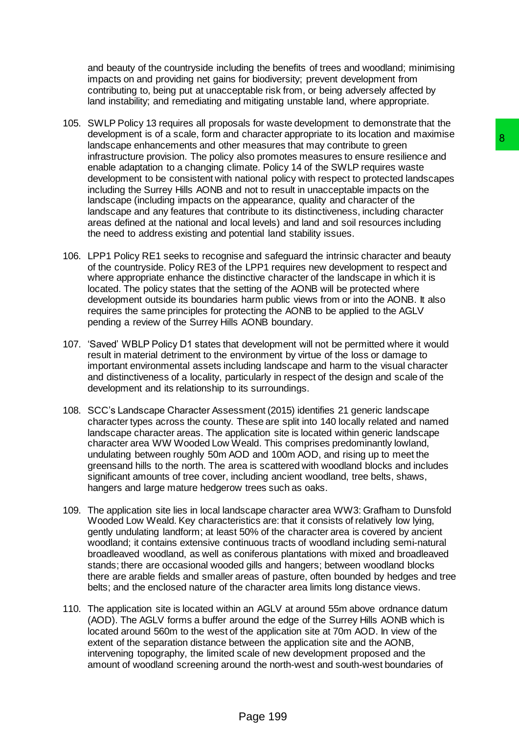and beauty of the countryside including the benefits of trees and woodland; minimising impacts on and providing net gains for biodiversity; prevent development from contributing to, being put at unacceptable risk from, or being adversely affected by land instability; and remediating and mitigating unstable land, where appropriate.

105. SWLP Policy 13 requires all proposals for waste development to demonstrate that the development is of a scale, form and character appropriate to its location and maximise landscape enhancements and other measures that may contribute to green infrastructure provision. The policy also promotes measures to ensure resilience and enable adaptation to a changing climate. Policy 14 of the SWLP requires waste development to be consistent with national policy with respect to protected landscapes including the Surrey Hills AONB and not to result in unacceptable impacts on the landscape (including impacts on the appearance, quality and character of the landscape and any features that contribute to its distinctiveness, including character areas defined at the national and local levels) and land and soil resources including the need to address existing and potential land stability issues.

106. LPP1 Policy RE1 seeks to recognise and safeguard the intrinsic character and beauty of the countryside. Policy RE3 of the LPP1 requires new development to respect and where appropriate enhance the distinctive character of the landscape in which it is located. The policy states that the setting of the AONB will be protected where development outside its boundaries harm public views from or into the AONB. It also requires the same principles for protecting the AONB to be applied to the AGLV pending a review of the Surrey Hills AONB boundary.

107. 'Saved' WBLP Policy D1 states that development will not be permitted where it would result in material detriment to the environment by virtue of the loss or damage to important environmental assets including landscape and harm to the visual character and distinctiveness of a locality, particularly in respect of the design and scale of the development and its relationship to its surroundings.

108. SCC's Landscape Character Assessment (2015) identifies 21 generic landscape character types across the county. These are split into 140 locally related and named landscape character areas. The application site is located within generic landscape character area WW Wooded Low Weald. This comprises predominantly lowland, undulating between roughly 50m AOD and 100m AOD, and rising up to meet the greensand hills to the north. The area is scattered with woodland blocks and includes significant amounts of tree cover, including ancient woodland, tree belts, shaws, hangers and large mature hedgerow trees such as oaks.

109. The application site lies in local landscape character area WW3: Grafham to Dunsfold Wooded Low Weald. Key characteristics are: that it consists of relatively low lying, gently undulating landform; at least 50% of the character area is covered by ancient woodland; it contains extensive continuous tracts of woodland including semi-natural broadleaved woodland, as well as coniferous plantations with mixed and broadleaved stands; there are occasional wooded gills and hangers; between woodland blocks there are arable fields and smaller areas of pasture, often bounded by hedges and tree belts; and the enclosed nature of the character area limits long distance views.

110. The application site is located within an AGLV at around 55m above ordnance datum (AOD). The AGLV forms a buffer around the edge of the Surrey Hills AONB which is located around 560m to the west of the application site at 70m AOD. In view of the extent of the separation distance between the application site and the AONB, intervening topography, the limited scale of new development proposed and the amount of woodland screening around the north-west and south-west boundaries of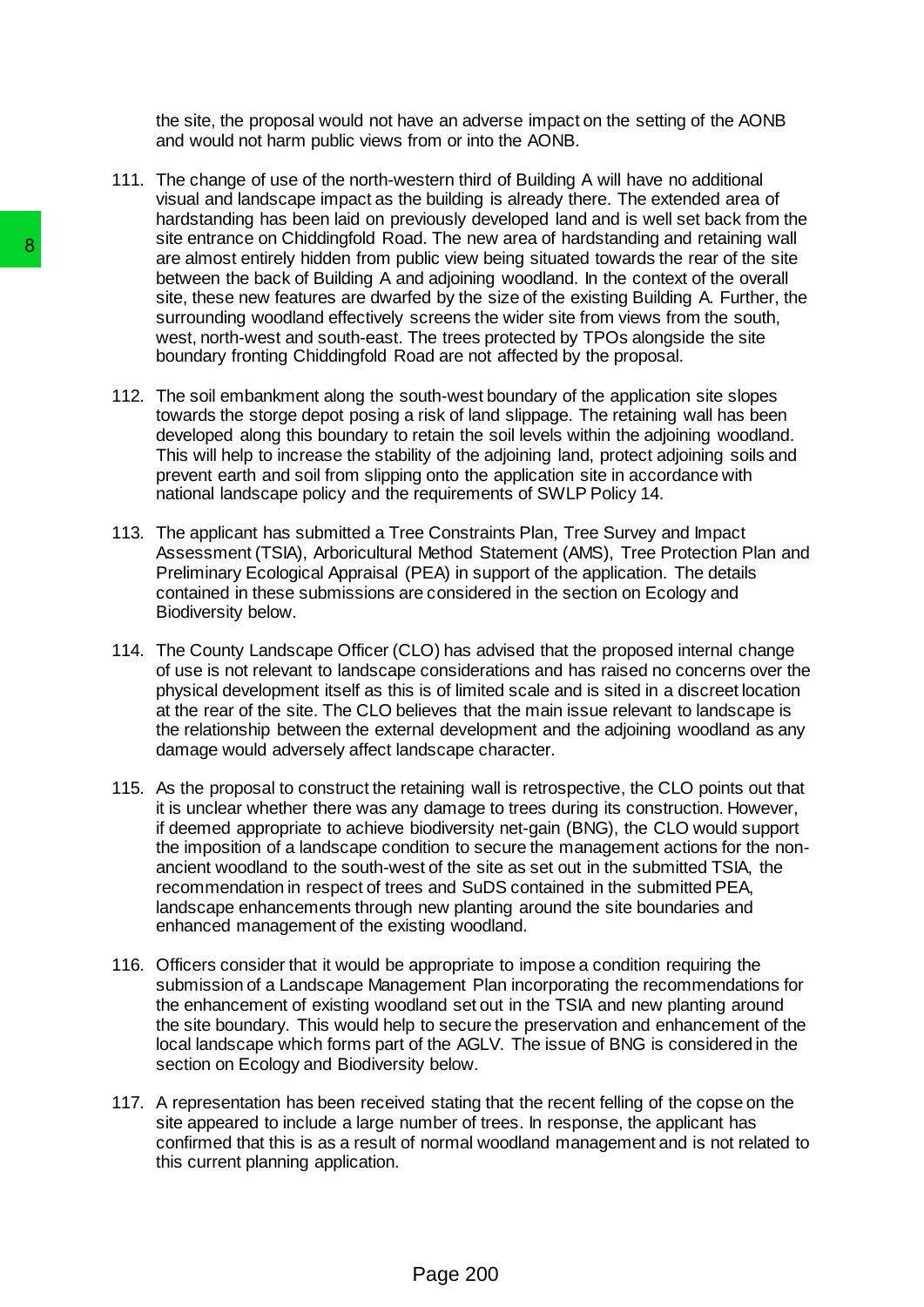the site, the proposal would not have an adverse impact on the setting of the AONB and would not harm public views from or into the AONB.

111. The change of use of the north-western third of Building A will have no additional visual and landscape impact as the building is already there. The extended area of hardstanding has been laid on previously developed land and is well set back from the site entrance on Chiddingfold Road. The new area of hardstanding and retaining wall are almost entirely hidden from public view being situated towards the rear of the site between the back of Building A and adjoining woodland. In the context of the overall site, these new features are dwarfed by the size of the existing Building A. Further, the surrounding woodland effectively screens the wider site from views from the south, west, north-west and south-east. The trees protected by TPOs alongside the site boundary fronting Chiddingfold Road are not affected by the proposal.

112. The soil embankment along the south-west boundary of the application site slopes towards the storge depot posing a risk of land slippage. The retaining wall has been developed along this boundary to retain the soil levels within the adjoining woodland. This will help to increase the stability of the adjoining land, protect adjoining soils and prevent earth and soil from slipping onto the application site in accordance with national landscape policy and the requirements of SWLP Policy 14.

113. The applicant has submitted a Tree Constraints Plan, Tree Survey and Impact Assessment (TSIA), Arboricultural Method Statement (AMS), Tree Protection Plan and Preliminary Ecological Appraisal (PEA) in support of the application. The details contained in these submissions are considered in the section on Ecology and Biodiversity below.

114. The County Landscape Officer (CLO) has advised that the proposed internal change of use is not relevant to landscape considerations and has raised no concerns over the physical development itself as this is of limited scale and is sited in a discreet location at the rear of the site. The CLO believes that the main issue relevant to landscape is the relationship between the external development and the adjoining woodland as any damage would adversely affect landscape character.

115. As the proposal to construct the retaining wall is retrospective, the CLO points out that it is unclear whether there was any damage to trees during its construction. However, if deemed appropriate to achieve biodiversity net-gain (BNG), the CLO would support the imposition of a landscape condition to secure the management actions for the non-ancient woodland to the south-west of the site as set out in the submitted TSIA, the recommendation in respect of trees and SuDS contained in the submitted PEA, landscape enhancements through new planting around the site boundaries and enhanced management of the existing woodland.

116. Officers consider that it would be appropriate to impose a condition requiring the submission of a Landscape Management Plan incorporating the recommendations for the enhancement of existing woodland set out in the TSIA and new planting around the site boundary. This would help to secure the preservation and enhancement of the local landscape which forms part of the AGLV. The issue of BNG is considered in the section on Ecology and Biodiversity below.

117. A representation has been received stating that the recent felling of the copse on the site appeared to include a large number of trees. In response, the applicant has confirmed that this is as a result of normal woodland management and is not related to this current planning application.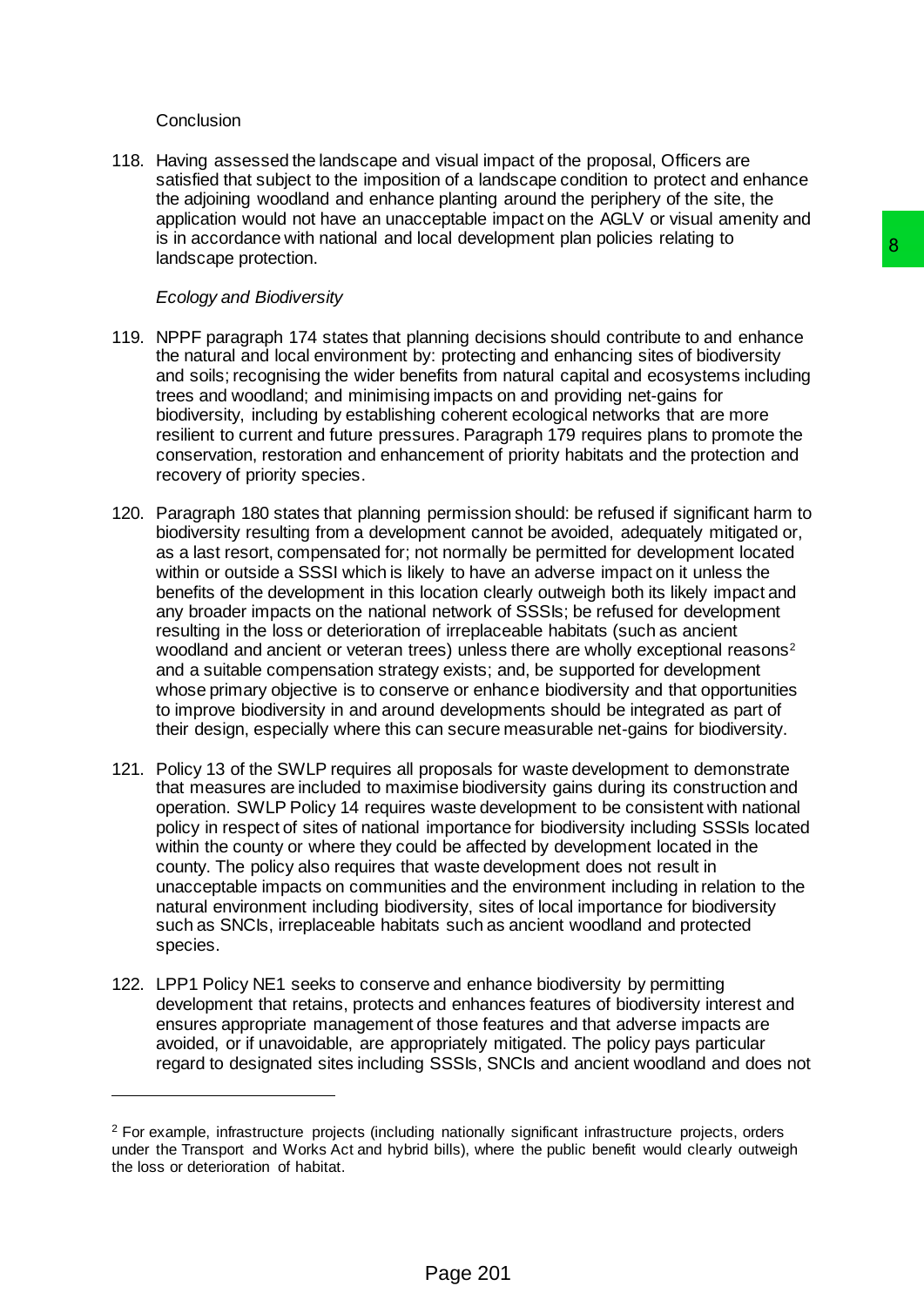Conclusion

118. Having assessed the landscape and visual impact of the proposal, Officers are satisfied that subject to the imposition of a landscape condition to protect and enhance the adjoining woodland and enhance planting around the periphery of the site, the application would not have an unacceptable impact on the AGLV or visual amenity and is in accordance with national and local development plan policies relating to landscape protection.

*Ecology and Biodiversity*

119. NPPF paragraph 174 states that planning decisions should contribute to and enhance the natural and local environment by: protecting and enhancing sites of biodiversity and soils; recognising the wider benefits from natural capital and ecosystems including trees and woodland; and minimising impacts on and providing net-gains for biodiversity, including by establishing coherent ecological networks that are more resilient to current and future pressures. Paragraph 179 requires plans to promote the conservation, restoration and enhancement of priority habitats and the protection and recovery of priority species.

120. Paragraph 180 states that planning permission should: be refused if significant harm to biodiversity resulting from a development cannot be avoided, adequately mitigated or, as a last resort, compensated for; not normally be permitted for development located within or outside a SSSI which is likely to have an adverse impact on it unless the benefits of the development in this location clearly outweigh both its likely impact and any broader impacts on the national network of SSSIs; be refused for development resulting in the loss or deterioration of irreplaceable habitats (such as ancient woodland and ancient or veteran trees) unless there are wholly exceptional reasons[2] and a suitable compensation strategy exists; and, be supported for development whose primary objective is to conserve or enhance biodiversity and that opportunities to improve biodiversity in and around developments should be integrated as part of their design, especially where this can secure measurable net-gains for biodiversity.

121. Policy 13 of the SWLP requires all proposals for waste development to demonstrate that measures are included to maximise biodiversity gains during its construction and operation. SWLP Policy 14 requires waste development to be consistent with national policy in respect of sites of national importance for biodiversity including SSSIs located within the county or where they could be affected by development located in the county. The policy also requires that waste development does not result in unacceptable impacts on communities and the environment including in relation to the natural environment including biodiversity, sites of local importance for biodiversity such as SNCIs, irreplaceable habitats such as ancient woodland and protected species.

122. LPP1 Policy NE1 seeks to conserve and enhance biodiversity by permitting development that retains, protects and enhances features of biodiversity interest and ensures appropriate management of those features and that adverse impacts are avoided, or if unavoidable, are appropriately mitigated. The policy pays particular regard to designated sites including SSSIs, SNCIs and ancient woodland and does not

---

[2] For example, infrastructure projects (including nationally significant infrastructure projects, orders under the Transport and Works Act and hybrid bills), where the public benefit would clearly outweigh the loss or deterioration of habitat.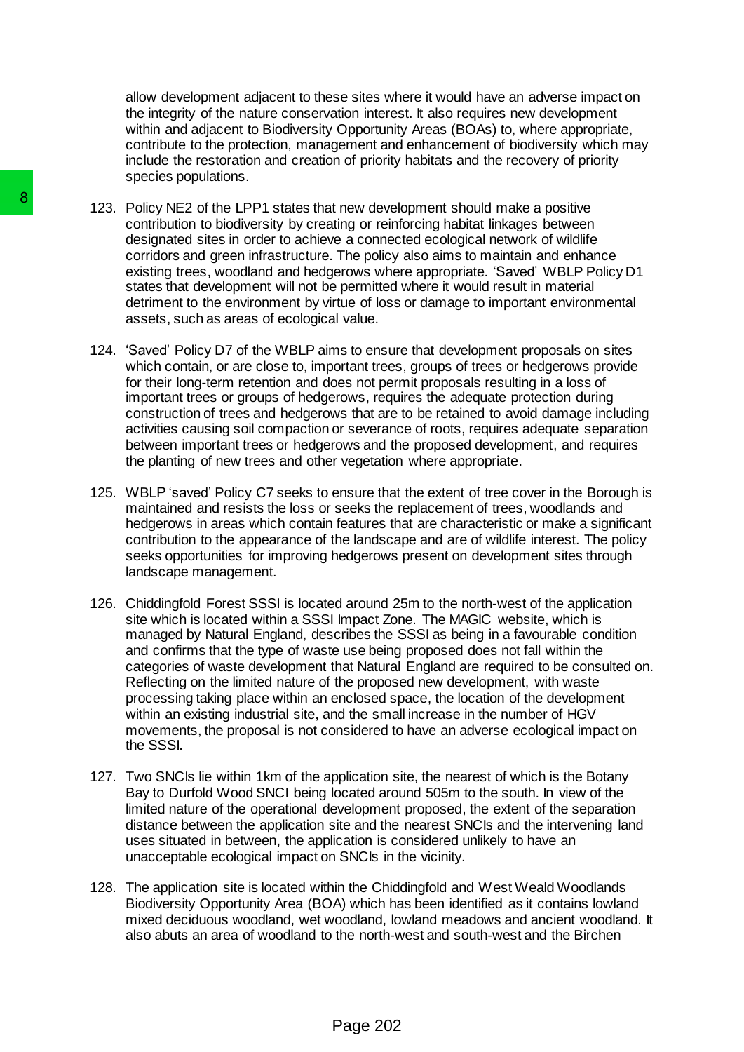allow development adjacent to these sites where it would have an adverse impact on the integrity of the nature conservation interest. It also requires new development within and adjacent to Biodiversity Opportunity Areas (BOAs) to, where appropriate, contribute to the protection, management and enhancement of biodiversity which may include the restoration and creation of priority habitats and the recovery of priority species populations.

123. Policy NE2 of the LPP1 states that new development should make a positive contribution to biodiversity by creating or reinforcing habitat linkages between designated sites in order to achieve a connected ecological network of wildlife corridors and green infrastructure. The policy also aims to maintain and enhance existing trees, woodland and hedgerows where appropriate. 'Saved' WBLP Policy D1 states that development will not be permitted where it would result in material detriment to the environment by virtue of loss or damage to important environmental assets, such as areas of ecological value.

124. 'Saved' Policy D7 of the WBLP aims to ensure that development proposals on sites which contain, or are close to, important trees, groups of trees or hedgerows provide for their long-term retention and does not permit proposals resulting in a loss of important trees or groups of hedgerows, requires the adequate protection during construction of trees and hedgerows that are to be retained to avoid damage including activities causing soil compaction or severance of roots, requires adequate separation between important trees or hedgerows and the proposed development, and requires the planting of new trees and other vegetation where appropriate.

125. WBLP 'saved' Policy C7 seeks to ensure that the extent of tree cover in the Borough is maintained and resists the loss or seeks the replacement of trees, woodlands and hedgerows in areas which contain features that are characteristic or make a significant contribution to the appearance of the landscape and are of wildlife interest. The policy seeks opportunities for improving hedgerows present on development sites through landscape management.

126. Chiddingfold Forest SSSI is located around 25m to the north-west of the application site which is located within a SSSI Impact Zone. The MAGIC website, which is managed by Natural England, describes the SSSI as being in a favourable condition and confirms that the type of waste use being proposed does not fall within the categories of waste development that Natural England are required to be consulted on. Reflecting on the limited nature of the proposed new development, with waste processing taking place within an enclosed space, the location of the development within an existing industrial site, and the small increase in the number of HGV movements, the proposal is not considered to have an adverse ecological impact on the SSSI.

127. Two SNCIs lie within 1km of the application site, the nearest of which is the Botany Bay to Durfold Wood SNCI being located around 505m to the south. In view of the limited nature of the operational development proposed, the extent of the separation distance between the application site and the nearest SNCIs and the intervening land uses situated in between, the application is considered unlikely to have an unacceptable ecological impact on SNCIs in the vicinity.

128. The application site is located within the Chiddingfold and West Weald Woodlands Biodiversity Opportunity Area (BOA) which has been identified as it contains lowland mixed deciduous woodland, wet woodland, lowland meadows and ancient woodland. It also abuts an area of woodland to the north-west and south-west and the Birchen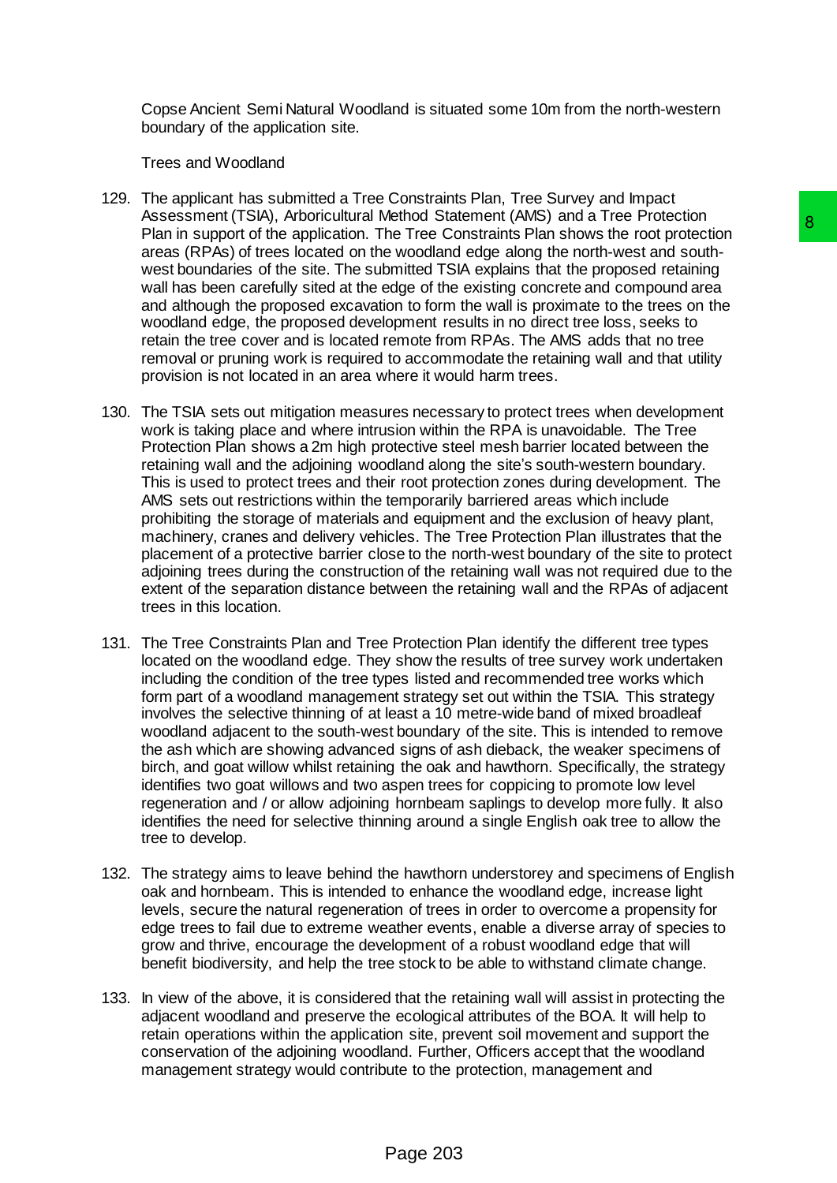Copse Ancient Semi Natural Woodland is situated some 10m from the north-western boundary of the application site.

Trees and Woodland

129. The applicant has submitted a Tree Constraints Plan, Tree Survey and Impact Assessment (TSIA), Arboricultural Method Statement (AMS) and a Tree Protection Plan in support of the application. The Tree Constraints Plan shows the root protection areas (RPAs) of trees located on the woodland edge along the north-west and south-west boundaries of the site. The submitted TSIA explains that the proposed retaining wall has been carefully sited at the edge of the existing concrete and compound area and although the proposed excavation to form the wall is proximate to the trees on the woodland edge, the proposed development results in no direct tree loss, seeks to retain the tree cover and is located remote from RPAs. The AMS adds that no tree removal or pruning work is required to accommodate the retaining wall and that utility provision is not located in an area where it would harm trees.

130. The TSIA sets out mitigation measures necessary to protect trees when development work is taking place and where intrusion within the RPA is unavoidable. The Tree Protection Plan shows a 2m high protective steel mesh barrier located between the retaining wall and the adjoining woodland along the site's south-western boundary. This is used to protect trees and their root protection zones during development. The AMS sets out restrictions within the temporarily barriered areas which include prohibiting the storage of materials and equipment and the exclusion of heavy plant, machinery, cranes and delivery vehicles. The Tree Protection Plan illustrates that the placement of a protective barrier close to the north-west boundary of the site to protect adjoining trees during the construction of the retaining wall was not required due to the extent of the separation distance between the retaining wall and the RPAs of adjacent trees in this location.

131. The Tree Constraints Plan and Tree Protection Plan identify the different tree types located on the woodland edge. They show the results of tree survey work undertaken including the condition of the tree types listed and recommended tree works which form part of a woodland management strategy set out within the TSIA. This strategy involves the selective thinning of at least a 10 metre-wide band of mixed broadleaf woodland adjacent to the south-west boundary of the site. This is intended to remove the ash which are showing advanced signs of ash dieback, the weaker specimens of birch, and goat willow whilst retaining the oak and hawthorn. Specifically, the strategy identifies two goat willows and two aspen trees for coppicing to promote low level regeneration and / or allow adjoining hornbeam saplings to develop more fully. It also identifies the need for selective thinning around a single English oak tree to allow the tree to develop.

132. The strategy aims to leave behind the hawthorn understorey and specimens of English oak and hornbeam. This is intended to enhance the woodland edge, increase light levels, secure the natural regeneration of trees in order to overcome a propensity for edge trees to fail due to extreme weather events, enable a diverse array of species to grow and thrive, encourage the development of a robust woodland edge that will benefit biodiversity, and help the tree stock to be able to withstand climate change.

133. In view of the above, it is considered that the retaining wall will assist in protecting the adjacent woodland and preserve the ecological attributes of the BOA. It will help to retain operations within the application site, prevent soil movement and support the conservation of the adjoining woodland. Further, Officers accept that the woodland management strategy would contribute to the protection, management and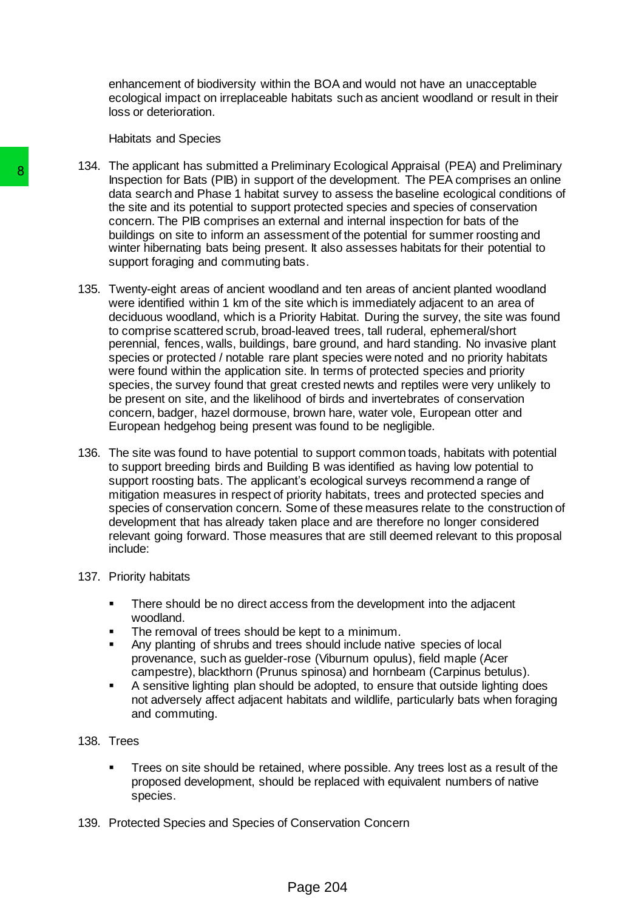enhancement of biodiversity within the BOA and would not have an unacceptable ecological impact on irreplaceable habitats such as ancient woodland or result in their loss or deterioration.

Habitats and Species

134. The applicant has submitted a Preliminary Ecological Appraisal (PEA) and Preliminary Inspection for Bats (PIB) in support of the development. The PEA comprises an online data search and Phase 1 habitat survey to assess the baseline ecological conditions of the site and its potential to support protected species and species of conservation concern. The PIB comprises an external and internal inspection for bats of the buildings on site to inform an assessment of the potential for summer roosting and winter hibernating bats being present. It also assesses habitats for their potential to support foraging and commuting bats.

135. Twenty-eight areas of ancient woodland and ten areas of ancient planted woodland were identified within 1 km of the site which is immediately adjacent to an area of deciduous woodland, which is a Priority Habitat. During the survey, the site was found to comprise scattered scrub, broad-leaved trees, tall ruderal, ephemeral/short perennial, fences, walls, buildings, bare ground, and hard standing. No invasive plant species or protected / notable rare plant species were noted and no priority habitats were found within the application site. In terms of protected species and priority species, the survey found that great crested newts and reptiles were very unlikely to be present on site, and the likelihood of birds and invertebrates of conservation concern, badger, hazel dormouse, brown hare, water vole, European otter and European hedgehog being present was found to be negligible.

136. The site was found to have potential to support common toads, habitats with potential to support breeding birds and Building B was identified as having low potential to support roosting bats. The applicant's ecological surveys recommend a range of mitigation measures in respect of priority habitats, trees and protected species and species of conservation concern. Some of these measures relate to the construction of development that has already taken place and are therefore no longer considered relevant going forward. Those measures that are still deemed relevant to this proposal include:

137. Priority habitats

- There should be no direct access from the development into the adjacent woodland.
- The removal of trees should be kept to a minimum.
- Any planting of shrubs and trees should include native species of local provenance, such as guelder-rose (Viburnum opulus), field maple (Acer campestre), blackthorn (Prunus spinosa) and hornbeam (Carpinus betulus).
- A sensitive lighting plan should be adopted, to ensure that outside lighting does not adversely affect adjacent habitats and wildlife, particularly bats when foraging and commuting.

138. Trees

- Trees on site should be retained, where possible. Any trees lost as a result of the proposed development, should be replaced with equivalent numbers of native species.

139. Protected Species and Species of Conservation Concern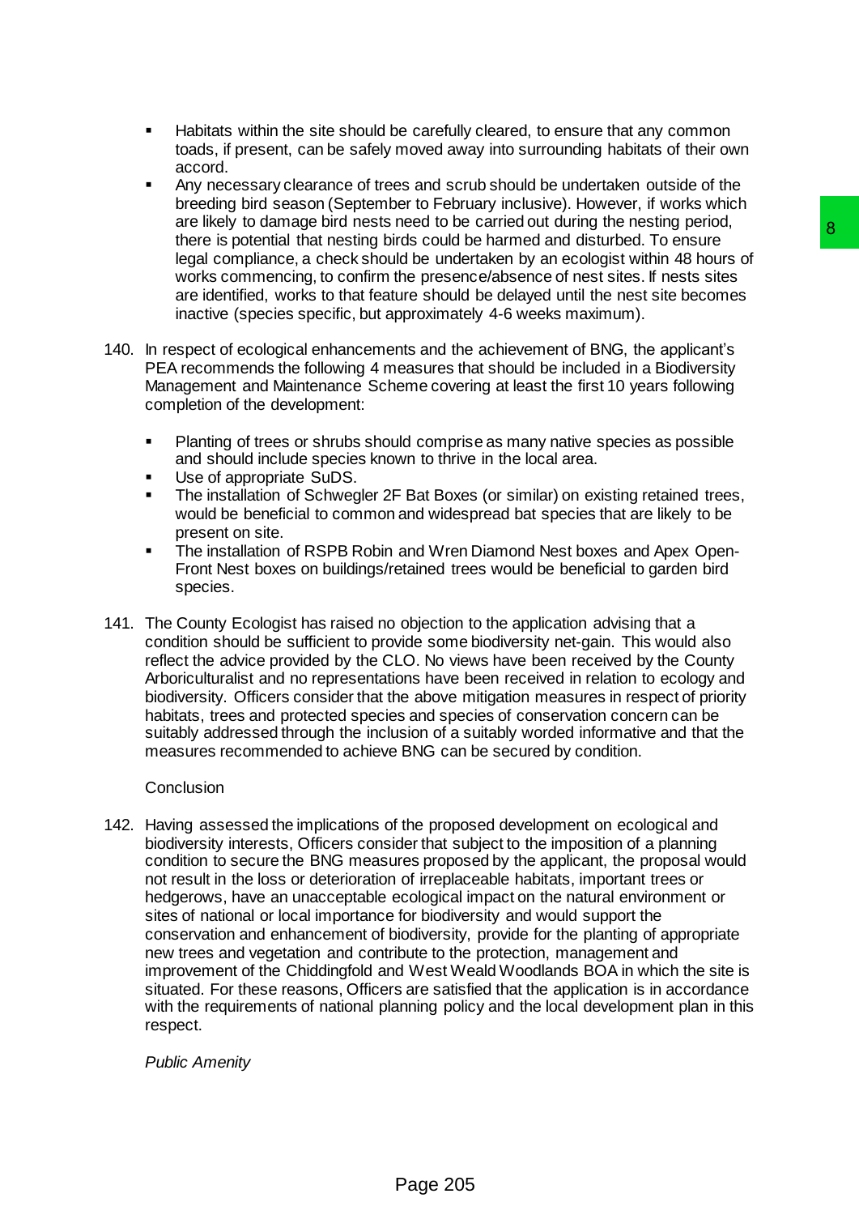- Habitats within the site should be carefully cleared, to ensure that any common toads, if present, can be safely moved away into surrounding habitats of their own accord.
- Any necessary clearance of trees and scrub should be undertaken outside of the breeding bird season (September to February inclusive). However, if works which are likely to damage bird nests need to be carried out during the nesting period, there is potential that nesting birds could be harmed and disturbed. To ensure legal compliance, a check should be undertaken by an ecologist within 48 hours of works commencing, to confirm the presence/absence of nest sites. If nests sites are identified, works to that feature should be delayed until the nest site becomes inactive (species specific, but approximately 4-6 weeks maximum).

140. In respect of ecological enhancements and the achievement of BNG, the applicant's PEA recommends the following 4 measures that should be included in a Biodiversity Management and Maintenance Scheme covering at least the first 10 years following completion of the development:

    - Planting of trees or shrubs should comprise as many native species as possible and should include species known to thrive in the local area.
    - Use of appropriate SuDS.
    - The installation of Schwegler 2F Bat Boxes (or similar) on existing retained trees, would be beneficial to common and widespread bat species that are likely to be present on site.
    - The installation of RSPB Robin and Wren Diamond Nest boxes and Apex Open-Front Nest boxes on buildings/retained trees would be beneficial to garden bird species.

141. The County Ecologist has raised no objection to the application advising that a condition should be sufficient to provide some biodiversity net-gain. This would also reflect the advice provided by the CLO. No views have been received by the County Arboriculturalist and no representations have been received in relation to ecology and biodiversity. Officers consider that the above mitigation measures in respect of priority habitats, trees and protected species and species of conservation concern can be suitably addressed through the inclusion of a suitably worded informative and that the measures recommended to achieve BNG can be secured by condition.

Conclusion

142. Having assessed the implications of the proposed development on ecological and biodiversity interests, Officers consider that subject to the imposition of a planning condition to secure the BNG measures proposed by the applicant, the proposal would not result in the loss or deterioration of irreplaceable habitats, important trees or hedgerows, have an unacceptable ecological impact on the natural environment or sites of national or local importance for biodiversity and would support the conservation and enhancement of biodiversity, provide for the planting of appropriate new trees and vegetation and contribute to the protection, management and improvement of the Chiddingfold and West Weald Woodlands BOA in which the site is situated. For these reasons, Officers are satisfied that the application is in accordance with the requirements of national planning policy and the local development plan in this respect.

*Public Amenity*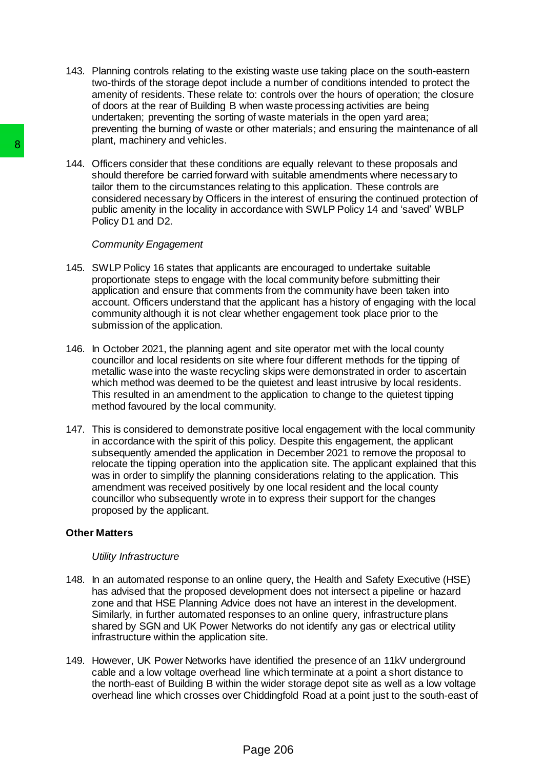143. Planning controls relating to the existing waste use taking place on the south-eastern two-thirds of the storage depot include a number of conditions intended to protect the amenity of residents. These relate to: controls over the hours of operation; the closure of doors at the rear of Building B when waste processing activities are being undertaken; preventing the sorting of waste materials in the open yard area; preventing the burning of waste or other materials; and ensuring the maintenance of all plant, machinery and vehicles.

144. Officers consider that these conditions are equally relevant to these proposals and should therefore be carried forward with suitable amendments where necessary to tailor them to the circumstances relating to this application. These controls are considered necessary by Officers in the interest of ensuring the continued protection of public amenity in the locality in accordance with SWLP Policy 14 and 'saved' WBLP Policy D1 and D2.

*Community Engagement*

145. SWLP Policy 16 states that applicants are encouraged to undertake suitable proportionate steps to engage with the local community before submitting their application and ensure that comments from the community have been taken into account. Officers understand that the applicant has a history of engaging with the local community although it is not clear whether engagement took place prior to the submission of the application.

146. In October 2021, the planning agent and site operator met with the local county councillor and local residents on site where four different methods for the tipping of metallic wase into the waste recycling skips were demonstrated in order to ascertain which method was deemed to be the quietest and least intrusive by local residents. This resulted in an amendment to the application to change to the quietest tipping method favoured by the local community.

147. This is considered to demonstrate positive local engagement with the local community in accordance with the spirit of this policy. Despite this engagement, the applicant subsequently amended the application in December 2021 to remove the proposal to relocate the tipping operation into the application site. The applicant explained that this was in order to simplify the planning considerations relating to the application. This amendment was received positively by one local resident and the local county councillor who subsequently wrote in to express their support for the changes proposed by the applicant.

**Other Matters**

*Utility Infrastructure*

148. In an automated response to an online query, the Health and Safety Executive (HSE) has advised that the proposed development does not intersect a pipeline or hazard zone and that HSE Planning Advice does not have an interest in the development. Similarly, in further automated responses to an online query, infrastructure plans shared by SGN and UK Power Networks do not identify any gas or electrical utility infrastructure within the application site.

149. However, UK Power Networks have identified the presence of an 11kV underground cable and a low voltage overhead line which terminate at a point a short distance to the north-east of Building B within the wider storage depot site as well as a low voltage overhead line which crosses over Chiddingfold Road at a point just to the south-east of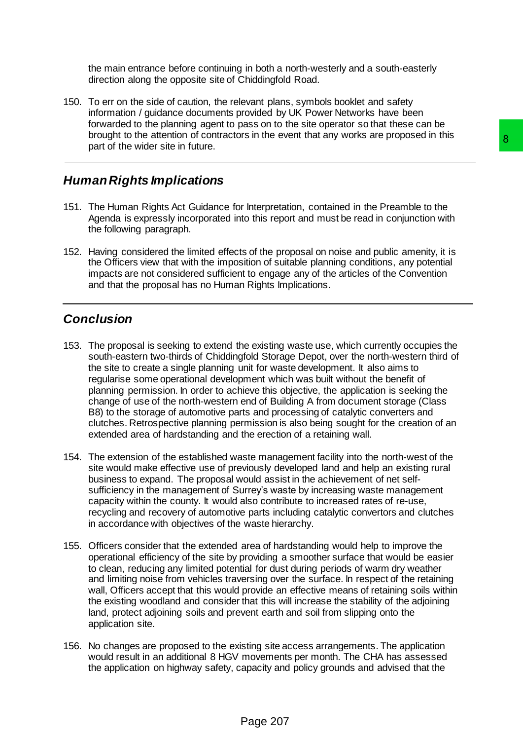the main entrance before continuing in both a north-westerly and a south-easterly direction along the opposite site of Chiddingfold Road.

150. To err on the side of caution, the relevant plans, symbols booklet and safety information / guidance documents provided by UK Power Networks have been forwarded to the planning agent to pass on to the site operator so that these can be brought to the attention of contractors in the event that any works are proposed in this part of the wider site in future.

## *Human Rights Implications*

151. The Human Rights Act Guidance for Interpretation, contained in the Preamble to the Agenda is expressly incorporated into this report and must be read in conjunction with the following paragraph.

152. Having considered the limited effects of the proposal on noise and public amenity, it is the Officers view that with the imposition of suitable planning conditions, any potential impacts are not considered sufficient to engage any of the articles of the Convention and that the proposal has no Human Rights Implications.

## *Conclusion*

153. The proposal is seeking to extend the existing waste use, which currently occupies the south-eastern two-thirds of Chiddingfold Storage Depot, over the north-western third of the site to create a single planning unit for waste development. It also aims to regularise some operational development which was built without the benefit of planning permission. In order to achieve this objective, the application is seeking the change of use of the north-western end of Building A from document storage (Class B8) to the storage of automotive parts and processing of catalytic converters and clutches. Retrospective planning permission is also being sought for the creation of an extended area of hardstanding and the erection of a retaining wall.

154. The extension of the established waste management facility into the north-west of the site would make effective use of previously developed land and help an existing rural business to expand. The proposal would assist in the achievement of net self-sufficiency in the management of Surrey's waste by increasing waste management capacity within the county. It would also contribute to increased rates of re-use, recycling and recovery of automotive parts including catalytic convertors and clutches in accordance with objectives of the waste hierarchy.

155. Officers consider that the extended area of hardstanding would help to improve the operational efficiency of the site by providing a smoother surface that would be easier to clean, reducing any limited potential for dust during periods of warm dry weather and limiting noise from vehicles traversing over the surface. In respect of the retaining wall, Officers accept that this would provide an effective means of retaining soils within the existing woodland and consider that this will increase the stability of the adjoining land, protect adjoining soils and prevent earth and soil from slipping onto the application site.

156. No changes are proposed to the existing site access arrangements. The application would result in an additional 8 HGV movements per month. The CHA has assessed the application on highway safety, capacity and policy grounds and advised that the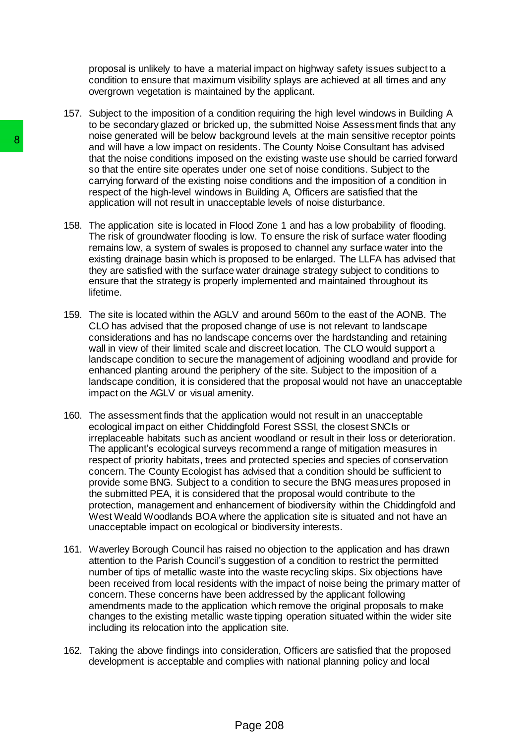proposal is unlikely to have a material impact on highway safety issues subject to a condition to ensure that maximum visibility splays are achieved at all times and any overgrown vegetation is maintained by the applicant.

157. Subject to the imposition of a condition requiring the high level windows in Building A to be secondary glazed or bricked up, the submitted Noise Assessment finds that any noise generated will be below background levels at the main sensitive receptor points and will have a low impact on residents. The County Noise Consultant has advised that the noise conditions imposed on the existing waste use should be carried forward so that the entire site operates under one set of noise conditions. Subject to the carrying forward of the existing noise conditions and the imposition of a condition in respect of the high-level windows in Building A, Officers are satisfied that the application will not result in unacceptable levels of noise disturbance.

158. The application site is located in Flood Zone 1 and has a low probability of flooding. The risk of groundwater flooding is low. To ensure the risk of surface water flooding remains low, a system of swales is proposed to channel any surface water into the existing drainage basin which is proposed to be enlarged. The LLFA has advised that they are satisfied with the surface water drainage strategy subject to conditions to ensure that the strategy is properly implemented and maintained throughout its lifetime.

159. The site is located within the AGLV and around 560m to the east of the AONB. The CLO has advised that the proposed change of use is not relevant to landscape considerations and has no landscape concerns over the hardstanding and retaining wall in view of their limited scale and discreet location. The CLO would support a landscape condition to secure the management of adjoining woodland and provide for enhanced planting around the periphery of the site. Subject to the imposition of a landscape condition, it is considered that the proposal would not have an unacceptable impact on the AGLV or visual amenity.

160. The assessment finds that the application would not result in an unacceptable ecological impact on either Chiddingfold Forest SSSI, the closest SNCIs or irreplaceable habitats such as ancient woodland or result in their loss or deterioration. The applicant's ecological surveys recommend a range of mitigation measures in respect of priority habitats, trees and protected species and species of conservation concern. The County Ecologist has advised that a condition should be sufficient to provide some BNG. Subject to a condition to secure the BNG measures proposed in the submitted PEA, it is considered that the proposal would contribute to the protection, management and enhancement of biodiversity within the Chiddingfold and West Weald Woodlands BOA where the application site is situated and not have an unacceptable impact on ecological or biodiversity interests.

161. Waverley Borough Council has raised no objection to the application and has drawn attention to the Parish Council's suggestion of a condition to restrict the permitted number of tips of metallic waste into the waste recycling skips. Six objections have been received from local residents with the impact of noise being the primary matter of concern. These concerns have been addressed by the applicant following amendments made to the application which remove the original proposals to make changes to the existing metallic waste tipping operation situated within the wider site including its relocation into the application site.

162. Taking the above findings into consideration, Officers are satisfied that the proposed development is acceptable and complies with national planning policy and local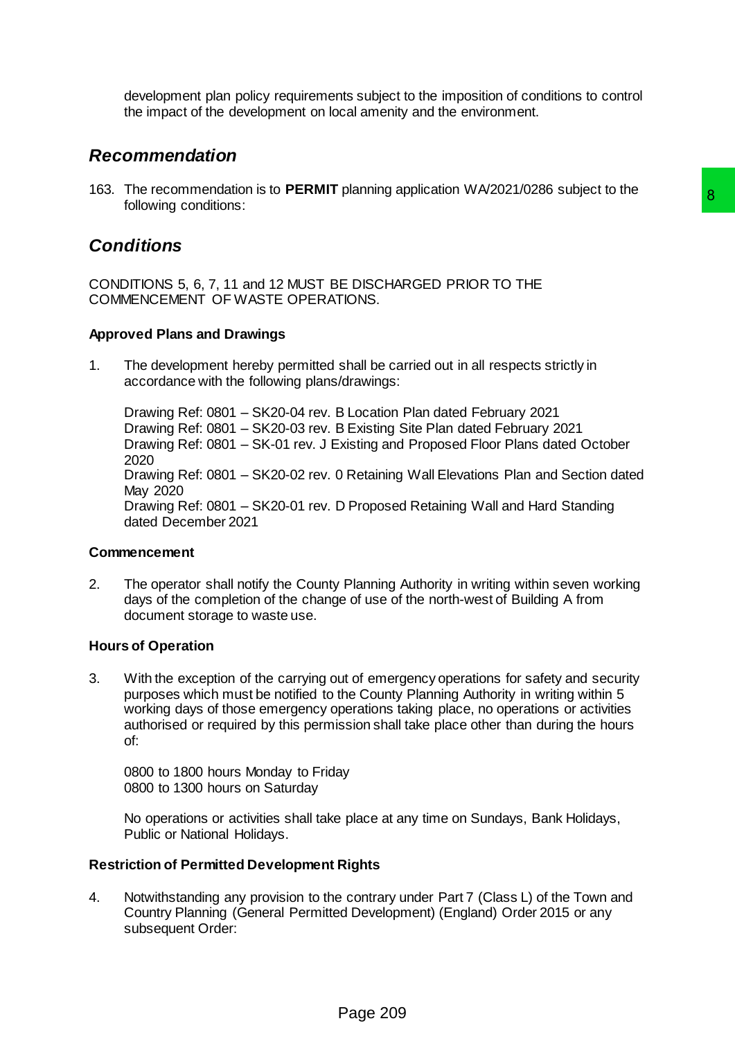development plan policy requirements subject to the imposition of conditions to control the impact of the development on local amenity and the environment.

## *Recommendation*

163. The recommendation is to **PERMIT** planning application WA/2021/0286 subject to the following conditions:

## *Conditions*

CONDITIONS 5, 6, 7, 11 and 12 MUST BE DISCHARGED PRIOR TO THE COMMENCEMENT OF WASTE OPERATIONS.

**Approved Plans and Drawings**

1. The development hereby permitted shall be carried out in all respects strictly in accordance with the following plans/drawings:

   Drawing Ref: 0801 – SK20-04 rev. B Location Plan dated February 2021
   Drawing Ref: 0801 – SK20-03 rev. B Existing Site Plan dated February 2021
   Drawing Ref: 0801 – SK-01 rev. J Existing and Proposed Floor Plans dated October 2020
   Drawing Ref: 0801 – SK20-02 rev. 0 Retaining Wall Elevations Plan and Section dated May 2020
   Drawing Ref: 0801 – SK20-01 rev. D Proposed Retaining Wall and Hard Standing dated December 2021

**Commencement**

2. The operator shall notify the County Planning Authority in writing within seven working days of the completion of the change of use of the north-west of Building A from document storage to waste use.

**Hours of Operation**

3. With the exception of the carrying out of emergency operations for safety and security purposes which must be notified to the County Planning Authority in writing within 5 working days of those emergency operations taking place, no operations or activities authorised or required by this permission shall take place other than during the hours of:

   0800 to 1800 hours Monday to Friday
   0800 to 1300 hours on Saturday

   No operations or activities shall take place at any time on Sundays, Bank Holidays, Public or National Holidays.

**Restriction of Permitted Development Rights**

4. Notwithstanding any provision to the contrary under Part 7 (Class L) of the Town and Country Planning (General Permitted Development) (England) Order 2015 or any subsequent Order: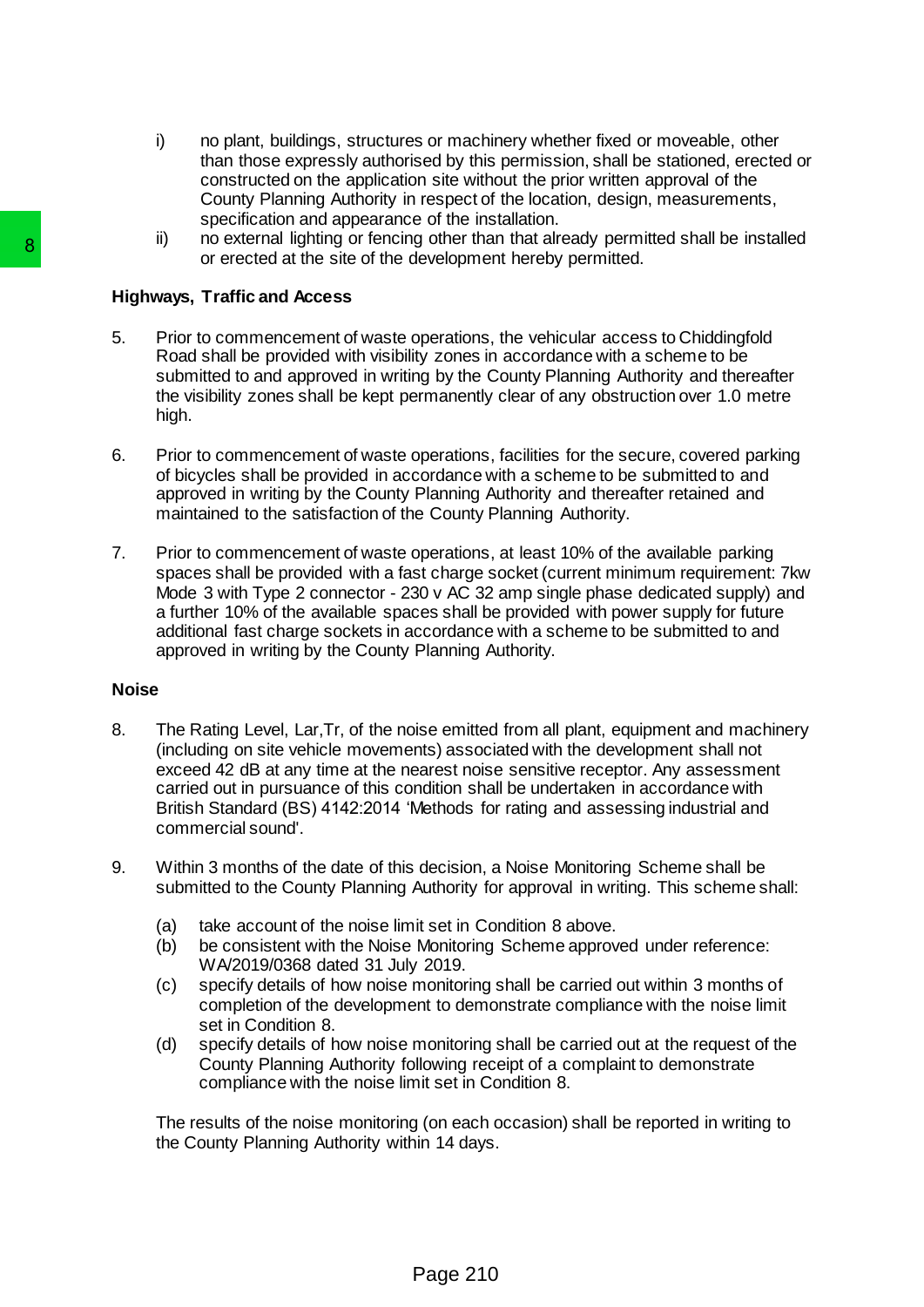i) no plant, buildings, structures or machinery whether fixed or moveable, other than those expressly authorised by this permission, shall be stationed, erected or constructed on the application site without the prior written approval of the County Planning Authority in respect of the location, design, measurements, specification and appearance of the installation.

ii) no external lighting or fencing other than that already permitted shall be installed or erected at the site of the development hereby permitted.

**Highways, Traffic and Access**

5. Prior to commencement of waste operations, the vehicular access to Chiddingfold Road shall be provided with visibility zones in accordance with a scheme to be submitted to and approved in writing by the County Planning Authority and thereafter the visibility zones shall be kept permanently clear of any obstruction over 1.0 metre high.

6. Prior to commencement of waste operations, facilities for the secure, covered parking of bicycles shall be provided in accordance with a scheme to be submitted to and approved in writing by the County Planning Authority and thereafter retained and maintained to the satisfaction of the County Planning Authority.

7. Prior to commencement of waste operations, at least 10% of the available parking spaces shall be provided with a fast charge socket (current minimum requirement: 7kw Mode 3 with Type 2 connector - 230 v AC 32 amp single phase dedicated supply) and a further 10% of the available spaces shall be provided with power supply for future additional fast charge sockets in accordance with a scheme to be submitted to and approved in writing by the County Planning Authority.

**Noise**

8. The Rating Level, Lar,Tr, of the noise emitted from all plant, equipment and machinery (including on site vehicle movements) associated with the development shall not exceed 42 dB at any time at the nearest noise sensitive receptor. Any assessment carried out in pursuance of this condition shall be undertaken in accordance with British Standard (BS) 4142:2014 'Methods for rating and assessing industrial and commercial sound'.

9. Within 3 months of the date of this decision, a Noise Monitoring Scheme shall be submitted to the County Planning Authority for approval in writing. This scheme shall:

   (a) take account of the noise limit set in Condition 8 above.
   (b) be consistent with the Noise Monitoring Scheme approved under reference: WA/2019/0368 dated 31 July 2019.
   (c) specify details of how noise monitoring shall be carried out within 3 months of completion of the development to demonstrate compliance with the noise limit set in Condition 8.
   (d) specify details of how noise monitoring shall be carried out at the request of the County Planning Authority following receipt of a complaint to demonstrate compliance with the noise limit set in Condition 8.

   The results of the noise monitoring (on each occasion) shall be reported in writing to the County Planning Authority within 14 days.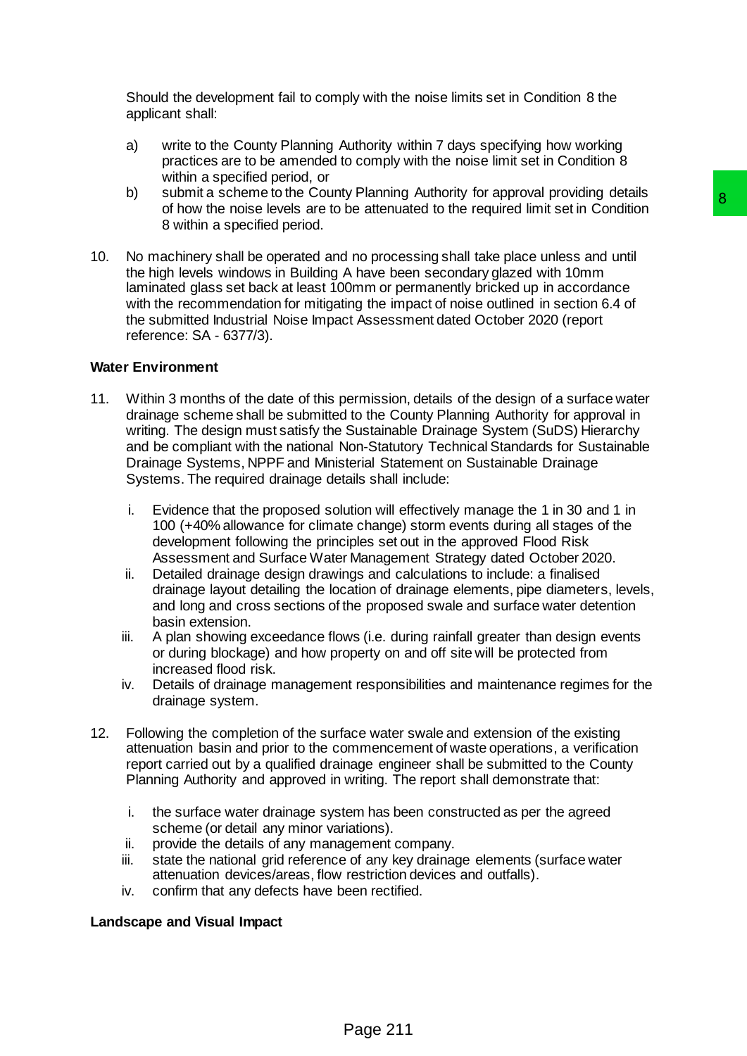Should the development fail to comply with the noise limits set in Condition 8 the applicant shall:

a) write to the County Planning Authority within 7 days specifying how working practices are to be amended to comply with the noise limit set in Condition 8 within a specified period, or

b) submit a scheme to the County Planning Authority for approval providing details of how the noise levels are to be attenuated to the required limit set in Condition 8 within a specified period.

10. No machinery shall be operated and no processing shall take place unless and until the high levels windows in Building A have been secondary glazed with 10mm laminated glass set back at least 100mm or permanently bricked up in accordance with the recommendation for mitigating the impact of noise outlined in section 6.4 of the submitted Industrial Noise Impact Assessment dated October 2020 (report reference: SA - 6377/3).

**Water Environment**

11. Within 3 months of the date of this permission, details of the design of a surface water drainage scheme shall be submitted to the County Planning Authority for approval in writing. The design must satisfy the Sustainable Drainage System (SuDS) Hierarchy and be compliant with the national Non-Statutory Technical Standards for Sustainable Drainage Systems, NPPF and Ministerial Statement on Sustainable Drainage Systems. The required drainage details shall include:

    i. Evidence that the proposed solution will effectively manage the 1 in 30 and 1 in 100 (+40% allowance for climate change) storm events during all stages of the development following the principles set out in the approved Flood Risk Assessment and Surface Water Management Strategy dated October 2020.
    ii. Detailed drainage design drawings and calculations to include: a finalised drainage layout detailing the location of drainage elements, pipe diameters, levels, and long and cross sections of the proposed swale and surface water detention basin extension.
    iii. A plan showing exceedance flows (i.e. during rainfall greater than design events or during blockage) and how property on and off site will be protected from increased flood risk.
    iv. Details of drainage management responsibilities and maintenance regimes for the drainage system.

12. Following the completion of the surface water swale and extension of the existing attenuation basin and prior to the commencement of waste operations, a verification report carried out by a qualified drainage engineer shall be submitted to the County Planning Authority and approved in writing. The report shall demonstrate that:

    i. the surface water drainage system has been constructed as per the agreed scheme (or detail any minor variations).
    ii. provide the details of any management company.
    iii. state the national grid reference of any key drainage elements (surface water attenuation devices/areas, flow restriction devices and outfalls).
    iv. confirm that any defects have been rectified.

**Landscape and Visual Impact**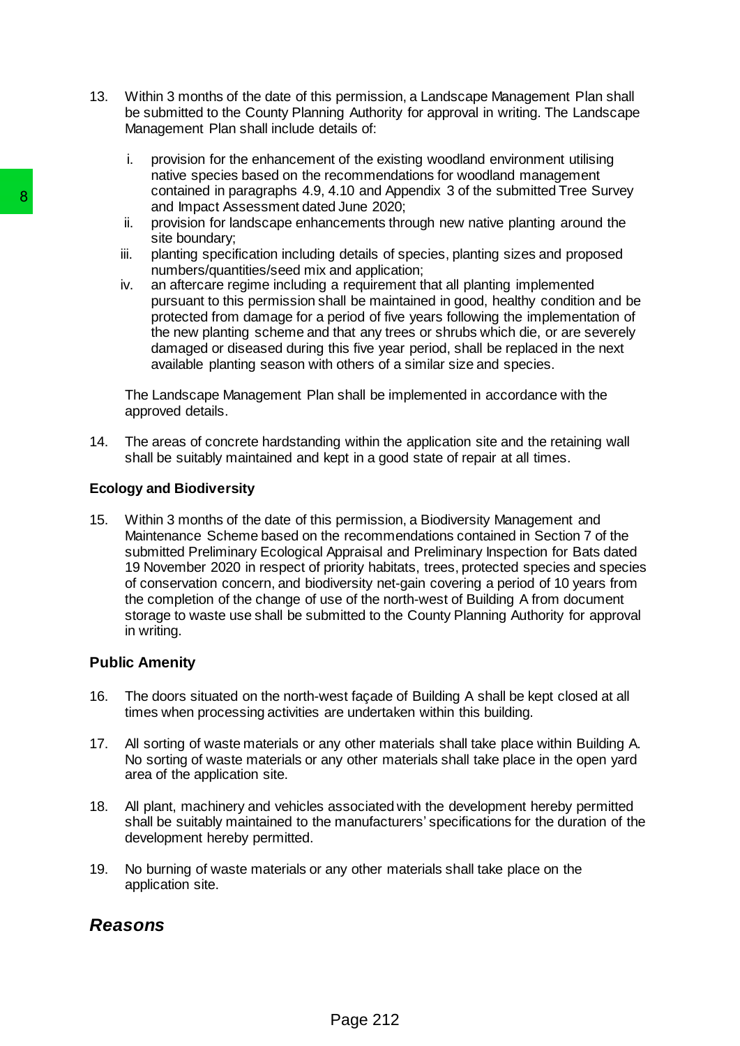13. Within 3 months of the date of this permission, a Landscape Management Plan shall be submitted to the County Planning Authority for approval in writing. The Landscape Management Plan shall include details of:

    i. provision for the enhancement of the existing woodland environment utilising native species based on the recommendations for woodland management contained in paragraphs 4.9, 4.10 and Appendix 3 of the submitted Tree Survey and Impact Assessment dated June 2020;
    ii. provision for landscape enhancements through new native planting around the site boundary;
    iii. planting specification including details of species, planting sizes and proposed numbers/quantities/seed mix and application;
    iv. an aftercare regime including a requirement that all planting implemented pursuant to this permission shall be maintained in good, healthy condition and be protected from damage for a period of five years following the implementation of the new planting scheme and that any trees or shrubs which die, or are severely damaged or diseased during this five year period, shall be replaced in the next available planting season with others of a similar size and species.

    The Landscape Management Plan shall be implemented in accordance with the approved details.

14. The areas of concrete hardstanding within the application site and the retaining wall shall be suitably maintained and kept in a good state of repair at all times.

**Ecology and Biodiversity**

15. Within 3 months of the date of this permission, a Biodiversity Management and Maintenance Scheme based on the recommendations contained in Section 7 of the submitted Preliminary Ecological Appraisal and Preliminary Inspection for Bats dated 19 November 2020 in respect of priority habitats, trees, protected species and species of conservation concern, and biodiversity net-gain covering a period of 10 years from the completion of the change of use of the north-west of Building A from document storage to waste use shall be submitted to the County Planning Authority for approval in writing.

**Public Amenity**

16. The doors situated on the north-west façade of Building A shall be kept closed at all times when processing activities are undertaken within this building.

17. All sorting of waste materials or any other materials shall take place within Building A. No sorting of waste materials or any other materials shall take place in the open yard area of the application site.

18. All plant, machinery and vehicles associated with the development hereby permitted shall be suitably maintained to the manufacturers' specifications for the duration of the development hereby permitted.

19. No burning of waste materials or any other materials shall take place on the application site.

## *Reasons*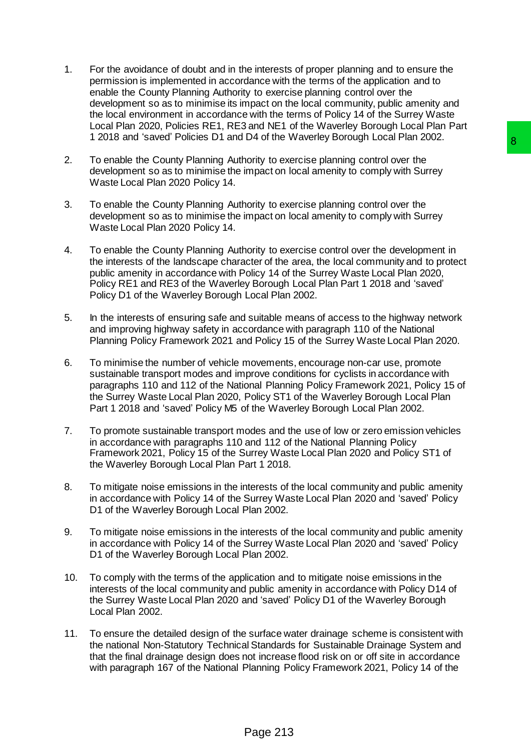1. For the avoidance of doubt and in the interests of proper planning and to ensure the permission is implemented in accordance with the terms of the application and to enable the County Planning Authority to exercise planning control over the development so as to minimise its impact on the local community, public amenity and the local environment in accordance with the terms of Policy 14 of the Surrey Waste Local Plan 2020, Policies RE1, RE3 and NE1 of the Waverley Borough Local Plan Part 1 2018 and 'saved' Policies D1 and D4 of the Waverley Borough Local Plan 2002.

2. To enable the County Planning Authority to exercise planning control over the development so as to minimise the impact on local amenity to comply with Surrey Waste Local Plan 2020 Policy 14.

3. To enable the County Planning Authority to exercise planning control over the development so as to minimise the impact on local amenity to comply with Surrey Waste Local Plan 2020 Policy 14.

4. To enable the County Planning Authority to exercise control over the development in the interests of the landscape character of the area, the local community and to protect public amenity in accordance with Policy 14 of the Surrey Waste Local Plan 2020, Policy RE1 and RE3 of the Waverley Borough Local Plan Part 1 2018 and 'saved' Policy D1 of the Waverley Borough Local Plan 2002.

5. In the interests of ensuring safe and suitable means of access to the highway network and improving highway safety in accordance with paragraph 110 of the National Planning Policy Framework 2021 and Policy 15 of the Surrey Waste Local Plan 2020.

6. To minimise the number of vehicle movements, encourage non-car use, promote sustainable transport modes and improve conditions for cyclists in accordance with paragraphs 110 and 112 of the National Planning Policy Framework 2021, Policy 15 of the Surrey Waste Local Plan 2020, Policy ST1 of the Waverley Borough Local Plan Part 1 2018 and 'saved' Policy M5 of the Waverley Borough Local Plan 2002.

7. To promote sustainable transport modes and the use of low or zero emission vehicles in accordance with paragraphs 110 and 112 of the National Planning Policy Framework 2021, Policy 15 of the Surrey Waste Local Plan 2020 and Policy ST1 of the Waverley Borough Local Plan Part 1 2018.

8. To mitigate noise emissions in the interests of the local community and public amenity in accordance with Policy 14 of the Surrey Waste Local Plan 2020 and 'saved' Policy D1 of the Waverley Borough Local Plan 2002.

9. To mitigate noise emissions in the interests of the local community and public amenity in accordance with Policy 14 of the Surrey Waste Local Plan 2020 and 'saved' Policy D1 of the Waverley Borough Local Plan 2002.

10. To comply with the terms of the application and to mitigate noise emissions in the interests of the local community and public amenity in accordance with Policy D14 of the Surrey Waste Local Plan 2020 and 'saved' Policy D1 of the Waverley Borough Local Plan 2002.

11. To ensure the detailed design of the surface water drainage scheme is consistent with the national Non-Statutory Technical Standards for Sustainable Drainage System and that the final drainage design does not increase flood risk on or off site in accordance with paragraph 167 of the National Planning Policy Framework 2021, Policy 14 of the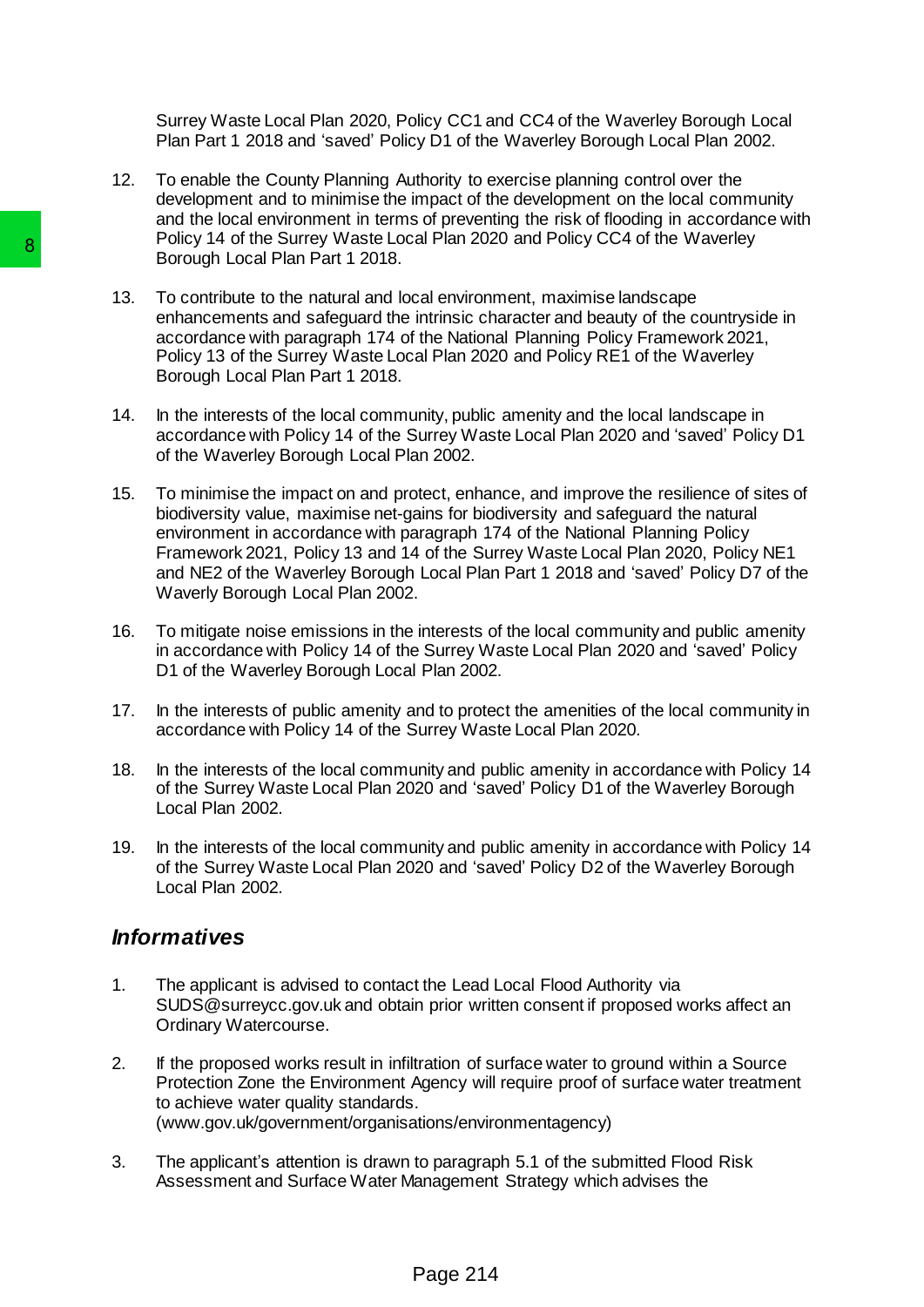Surrey Waste Local Plan 2020, Policy CC1 and CC4 of the Waverley Borough Local Plan Part 1 2018 and 'saved' Policy D1 of the Waverley Borough Local Plan 2002.

12. To enable the County Planning Authority to exercise planning control over the development and to minimise the impact of the development on the local community and the local environment in terms of preventing the risk of flooding in accordance with Policy 14 of the Surrey Waste Local Plan 2020 and Policy CC4 of the Waverley Borough Local Plan Part 1 2018.

13. To contribute to the natural and local environment, maximise landscape enhancements and safeguard the intrinsic character and beauty of the countryside in accordance with paragraph 174 of the National Planning Policy Framework 2021, Policy 13 of the Surrey Waste Local Plan 2020 and Policy RE1 of the Waverley Borough Local Plan Part 1 2018.

14. In the interests of the local community, public amenity and the local landscape in accordance with Policy 14 of the Surrey Waste Local Plan 2020 and 'saved' Policy D1 of the Waverley Borough Local Plan 2002.

15. To minimise the impact on and protect, enhance, and improve the resilience of sites of biodiversity value, maximise net-gains for biodiversity and safeguard the natural environment in accordance with paragraph 174 of the National Planning Policy Framework 2021, Policy 13 and 14 of the Surrey Waste Local Plan 2020, Policy NE1 and NE2 of the Waverley Borough Local Plan Part 1 2018 and 'saved' Policy D7 of the Waverly Borough Local Plan 2002.

16. To mitigate noise emissions in the interests of the local community and public amenity in accordance with Policy 14 of the Surrey Waste Local Plan 2020 and 'saved' Policy D1 of the Waverley Borough Local Plan 2002.

17. In the interests of public amenity and to protect the amenities of the local community in accordance with Policy 14 of the Surrey Waste Local Plan 2020.

18. In the interests of the local community and public amenity in accordance with Policy 14 of the Surrey Waste Local Plan 2020 and 'saved' Policy D1 of the Waverley Borough Local Plan 2002.

19. In the interests of the local community and public amenity in accordance with Policy 14 of the Surrey Waste Local Plan 2020 and 'saved' Policy D2 of the Waverley Borough Local Plan 2002.

## *Informatives*

1. The applicant is advised to contact the Lead Local Flood Authority via SUDS@surreycc.gov.uk and obtain prior written consent if proposed works affect an Ordinary Watercourse.

2. If the proposed works result in infiltration of surface water to ground within a Source Protection Zone the Environment Agency will require proof of surface water treatment to achieve water quality standards. (www.gov.uk/government/organisations/environmentagency)

3. The applicant's attention is drawn to paragraph 5.1 of the submitted Flood Risk Assessment and Surface Water Management Strategy which advises the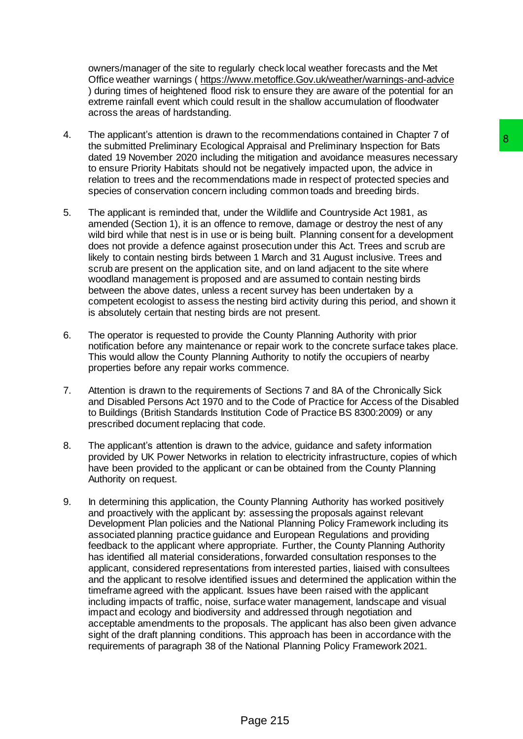owners/manager of the site to regularly check local weather forecasts and the Met Office weather warnings ( https://www.metoffice.Gov.uk/weather/warnings-and-advice ) during times of heightened flood risk to ensure they are aware of the potential for an extreme rainfall event which could result in the shallow accumulation of floodwater across the areas of hardstanding.

4. The applicant's attention is drawn to the recommendations contained in Chapter 7 of the submitted Preliminary Ecological Appraisal and Preliminary Inspection for Bats dated 19 November 2020 including the mitigation and avoidance measures necessary to ensure Priority Habitats should not be negatively impacted upon, the advice in relation to trees and the recommendations made in respect of protected species and species of conservation concern including common toads and breeding birds.

5. The applicant is reminded that, under the Wildlife and Countryside Act 1981, as amended (Section 1), it is an offence to remove, damage or destroy the nest of any wild bird while that nest is in use or is being built. Planning consent for a development does not provide a defence against prosecution under this Act. Trees and scrub are likely to contain nesting birds between 1 March and 31 August inclusive. Trees and scrub are present on the application site, and on land adjacent to the site where woodland management is proposed and are assumed to contain nesting birds between the above dates, unless a recent survey has been undertaken by a competent ecologist to assess the nesting bird activity during this period, and shown it is absolutely certain that nesting birds are not present.

6. The operator is requested to provide the County Planning Authority with prior notification before any maintenance or repair work to the concrete surface takes place. This would allow the County Planning Authority to notify the occupiers of nearby properties before any repair works commence.

7. Attention is drawn to the requirements of Sections 7 and 8A of the Chronically Sick and Disabled Persons Act 1970 and to the Code of Practice for Access of the Disabled to Buildings (British Standards Institution Code of Practice BS 8300:2009) or any prescribed document replacing that code.

8. The applicant's attention is drawn to the advice, guidance and safety information provided by UK Power Networks in relation to electricity infrastructure, copies of which have been provided to the applicant or can be obtained from the County Planning Authority on request.

9. In determining this application, the County Planning Authority has worked positively and proactively with the applicant by: assessing the proposals against relevant Development Plan policies and the National Planning Policy Framework including its associated planning practice guidance and European Regulations and providing feedback to the applicant where appropriate. Further, the County Planning Authority has identified all material considerations, forwarded consultation responses to the applicant, considered representations from interested parties, liaised with consultees and the applicant to resolve identified issues and determined the application within the timeframe agreed with the applicant. Issues have been raised with the applicant including impacts of traffic, noise, surface water management, landscape and visual impact and ecology and biodiversity and addressed through negotiation and acceptable amendments to the proposals. The applicant has also been given advance sight of the draft planning conditions. This approach has been in accordance with the requirements of paragraph 38 of the National Planning Policy Framework 2021.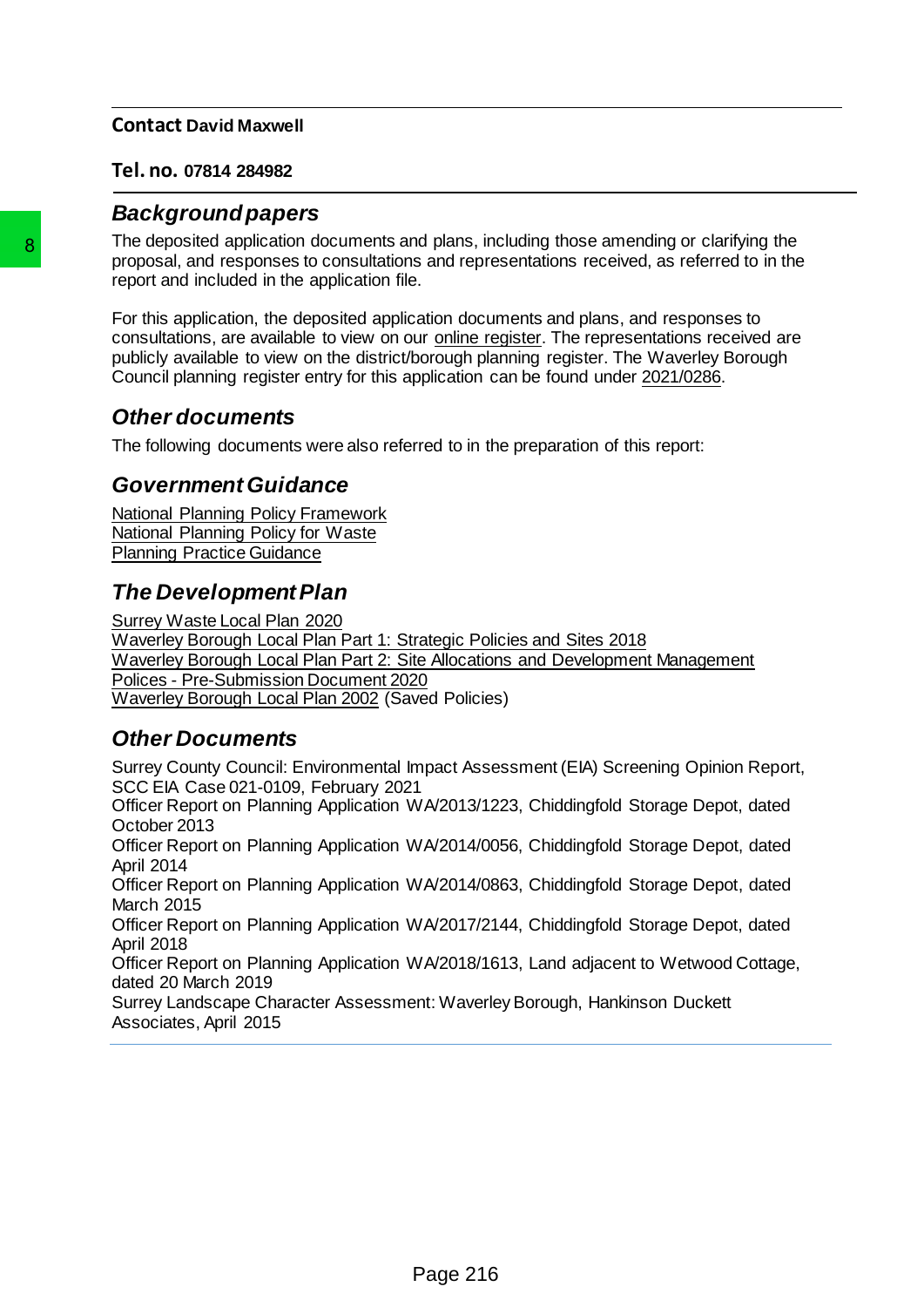**Contact** **David Maxwell**

**Tel. no. 07814 284982**

## Background papers

The deposited application documents and plans, including those amending or clarifying the proposal, and responses to consultations and representations received, as referred to in the report and included in the application file.

For this application, the deposited application documents and plans, and responses to consultations, are available to view on our online register. The representations received are publicly available to view on the district/borough planning register. The Waverley Borough Council planning register entry for this application can be found under 2021/0286.

## Other documents

The following documents were also referred to in the preparation of this report:

## Government Guidance

National Planning Policy Framework
National Planning Policy for Waste
Planning Practice Guidance

## The Development Plan

Surrey Waste Local Plan 2020
Waverley Borough Local Plan Part 1: Strategic Policies and Sites 2018
Waverley Borough Local Plan Part 2: Site Allocations and Development Management Polices - Pre-Submission Document 2020
Waverley Borough Local Plan 2002 (Saved Policies)

## Other Documents

Surrey County Council: Environmental Impact Assessment (EIA) Screening Opinion Report, SCC EIA Case 021-0109, February 2021
Officer Report on Planning Application WA/2013/1223, Chiddingfold Storage Depot, dated October 2013
Officer Report on Planning Application WA/2014/0056, Chiddingfold Storage Depot, dated April 2014
Officer Report on Planning Application WA/2014/0863, Chiddingfold Storage Depot, dated March 2015
Officer Report on Planning Application WA/2017/2144, Chiddingfold Storage Depot, dated April 2018
Officer Report on Planning Application WA/2018/1613, Land adjacent to Wetwood Cottage, dated 20 March 2019
Surrey Landscape Character Assessment: Waverley Borough, Hankinson Duckett Associates, April 2015